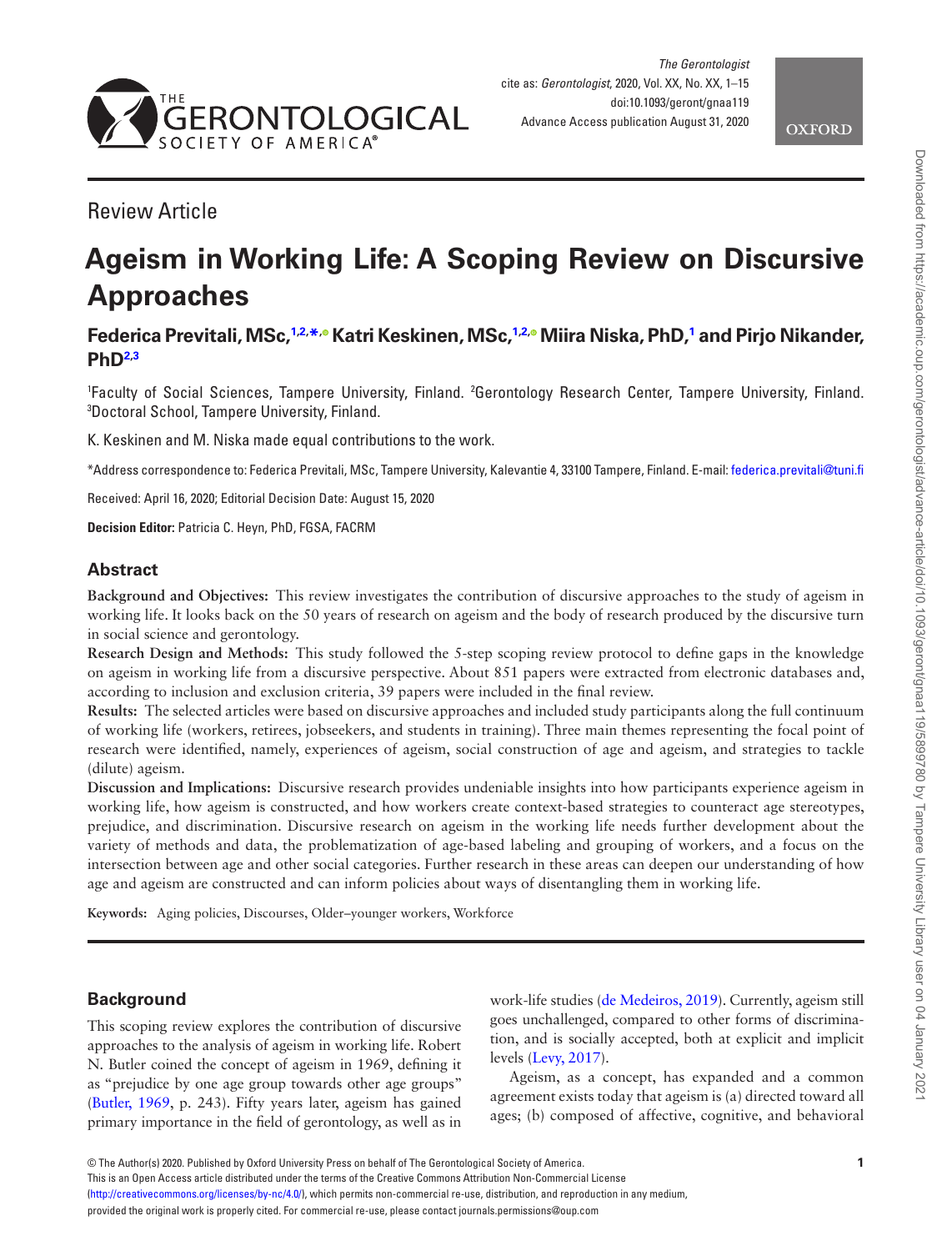Review Article

# Ageism in Working Life: A Scoping Review on Discursive Approaches

**Federica Previtali, MSc,[1,2,*] Katri Keskinen, MSc,[1,2] Miira Niska, PhD,[1] and Pirjo Nikander, PhD[2,3]**

[1]Faculty of Social Sciences, Tampere University, Finland. [2]Gerontology Research Center, Tampere University, Finland. [3]Doctoral School, Tampere University, Finland.

K. Keskinen and M. Niska made equal contributions to the work.

*Address correspondence to: Federica Previtali, MSc, Tampere University, Kalevantie 4, 33100 Tampere, Finland. E-mail: federica.previtali@tuni.fi

Received: April 16, 2020; Editorial Decision Date: August 15, 2020

**Decision Editor:** Patricia C. Heyn, PhD, FGSA, FACRM

## Abstract

**Background and Objectives:** This review investigates the contribution of discursive approaches to the study of ageism in working life. It looks back on the 50 years of research on ageism and the body of research produced by the discursive turn in social science and gerontology.

**Research Design and Methods:** This study followed the 5-step scoping review protocol to define gaps in the knowledge on ageism in working life from a discursive perspective. About 851 papers were extracted from electronic databases and, according to inclusion and exclusion criteria, 39 papers were included in the final review.

**Results:** The selected articles were based on discursive approaches and included study participants along the full continuum of working life (workers, retirees, jobseekers, and students in training). Three main themes representing the focal point of research were identified, namely, experiences of ageism, social construction of age and ageism, and strategies to tackle (dilute) ageism.

**Discussion and Implications:** Discursive research provides undeniable insights into how participants experience ageism in working life, how ageism is constructed, and how workers create context-based strategies to counteract age stereotypes, prejudice, and discrimination. Discursive research on ageism in the working life needs further development about the variety of methods and data, the problematization of age-based labeling and grouping of workers, and a focus on the intersection between age and other social categories. Further research in these areas can deepen our understanding of how age and ageism are constructed and can inform policies about ways of disentangling them in working life.

**Keywords:** Aging policies, Discourses, Older–younger workers, Workforce

## Background

This scoping review explores the contribution of discursive approaches to the analysis of ageism in working life. Robert N. Butler coined the concept of ageism in 1969, defining it as "prejudice by one age group towards other age groups" (Butler, 1969, p. 243). Fifty years later, ageism has gained primary importance in the field of gerontology, as well as in work-life studies (de Medeiros, 2019). Currently, ageism still goes unchallenged, compared to other forms of discrimination, and is socially accepted, both at explicit and implicit levels (Levy, 2017).

Ageism, as a concept, has expanded and a common agreement exists today that ageism is (a) directed toward all ages; (b) composed of affective, cognitive, and behavioral

© The Author(s) 2020. Published by Oxford University Press on behalf of The Gerontological Society of America.
This is an Open Access article distributed under the terms of the Creative Commons Attribution Non-Commercial License (http://creativecommons.org/licenses/by-nc/4.0/), which permits non-commercial re-use, distribution, and reproduction in any medium, provided the original work is properly cited. For commercial re-use, please contact journals.permissions@oup.com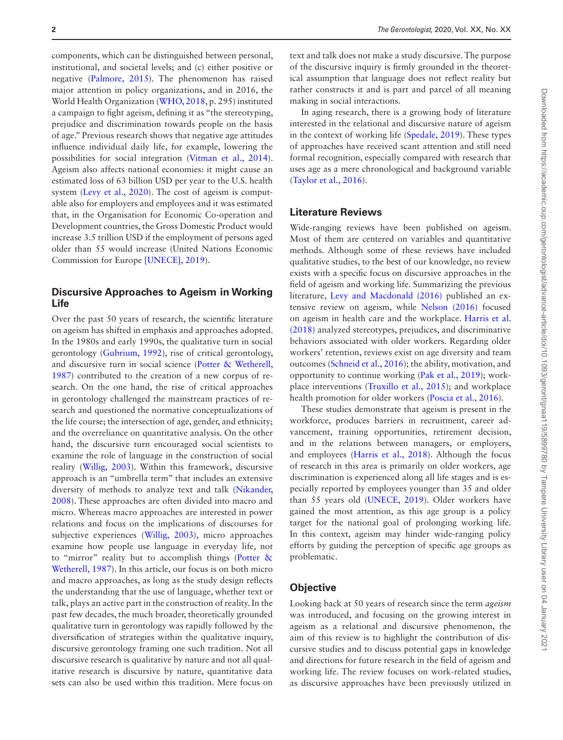components, which can be distinguished between personal, institutional, and societal levels; and (c) either positive or negative (Palmore, 2015). The phenomenon has raised major attention in policy organizations, and in 2016, the World Health Organization (WHO, 2018, p. 295) instituted a campaign to fight ageism, defining it as "the stereotyping, prejudice and discrimination towards people on the basis of age." Previous research shows that negative age attitudes influence individual daily life, for example, lowering the possibilities for social integration (Vitman et al., 2014). Ageism also affects national economies: it might cause an estimated loss of 63 billion USD per year to the U.S. health system (Levy et al., 2020). The cost of ageism is computable also for employers and employees and it was estimated that, in the Organisation for Economic Co-operation and Development countries, the Gross Domestic Product would increase 3.5 trillion USD if the employment of persons aged older than 55 would increase (United Nations Economic Commission for Europe [UNECE], 2019).

## Discursive Approaches to Ageism in Working Life

Over the past 50 years of research, the scientific literature on ageism has shifted in emphasis and approaches adopted. In the 1980s and early 1990s, the qualitative turn in social gerontology (Gubrium, 1992), rise of critical gerontology, and discursive turn in social science (Potter & Wetherell, 1987) contributed to the creation of a new corpus of research. On the one hand, the rise of critical approaches in gerontology challenged the mainstream practices of research and questioned the normative conceptualizations of the life course; the intersection of age, gender, and ethnicity; and the overreliance on quantitative analysis. On the other hand, the discursive turn encouraged social scientists to examine the role of language in the construction of social reality (Willig, 2003). Within this framework, discursive approach is an "umbrella term" that includes an extensive diversity of methods to analyze text and talk (Nikander, 2008). These approaches are often divided into macro and micro. Whereas macro approaches are interested in power relations and focus on the implications of discourses for subjective experiences (Willig, 2003), micro approaches examine how people use language in everyday life, not to "mirror" reality but to accomplish things (Potter & Wetherell, 1987). In this article, our focus is on both micro and macro approaches, as long as the study design reflects the understanding that the use of language, whether text or talk, plays an active part in the construction of reality. In the past few decades, the much broader, theoretically grounded qualitative turn in gerontology was rapidly followed by the diversification of strategies within the qualitative inquiry, discursive gerontology framing one such tradition. Not all discursive research is qualitative by nature and not all qualitative research is discursive by nature, quantitative data sets can also be used within this tradition. Mere focus on text and talk does not make a study discursive. The purpose of the discursive inquiry is firmly grounded in the theoretical assumption that language does not reflect reality but rather constructs it and is part and parcel of all meaning making in social interactions.

In aging research, there is a growing body of literature interested in the relational and discursive nature of ageism in the context of working life (Spedale, 2019). These types of approaches have received scant attention and still need formal recognition, especially compared with research that uses age as a mere chronological and background variable (Taylor et al., 2016).

## Literature Reviews

Wide-ranging reviews have been published on ageism. Most of them are centered on variables and quantitative methods. Although some of these reviews have included qualitative studies, to the best of our knowledge, no review exists with a specific focus on discursive approaches in the field of ageism and working life. Summarizing the previous literature, Levy and Macdonald (2016) published an extensive review on ageism, while Nelson (2016) focused on ageism in health care and the workplace. Harris et al. (2018) analyzed stereotypes, prejudices, and discriminative behaviors associated with older workers. Regarding older workers' retention, reviews exist on age diversity and team outcomes (Schneid et al., 2016); the ability, motivation, and opportunity to continue working (Pak et al., 2019); workplace interventions (Truxillo et al., 2015); and workplace health promotion for older workers (Poscia et al., 2016).

These studies demonstrate that ageism is present in the workforce, produces barriers in recruitment, career advancement, training opportunities, retirement decision, and in the relations between managers, or employers, and employees (Harris et al., 2018). Although the focus of research in this area is primarily on older workers, age discrimination is experienced along all life stages and is especially reported by employees younger than 35 and older than 55 years old (UNECE, 2019). Older workers have gained the most attention, as this age group is a policy target for the national goal of prolonging working life. In this context, ageism may hinder wide-ranging policy efforts by guiding the perception of specific age groups as problematic.

## Objective

Looking back at 50 years of research since the term *ageism* was introduced, and focusing on the growing interest in ageism as a relational and discursive phenomenon, the aim of this review is to highlight the contribution of discursive studies and to discuss potential gaps in knowledge and directions for future research in the field of ageism and working life. The review focuses on work-related studies, as discursive approaches have been previously utilized in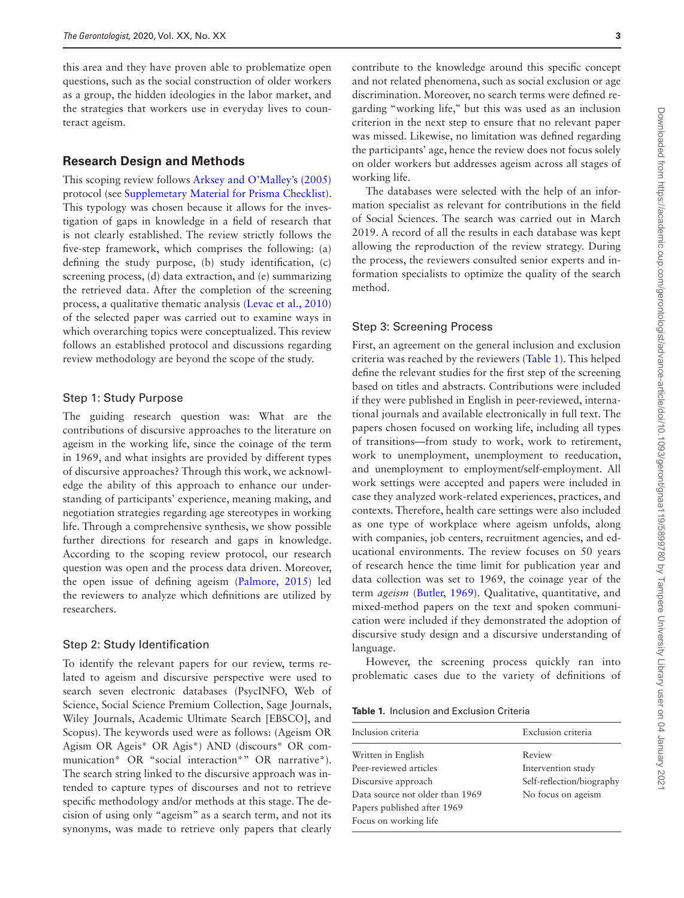this area and they have proven able to problematize open questions, such as the social construction of older workers as a group, the hidden ideologies in the labor market, and the strategies that workers use in everyday lives to counteract ageism.

## Research Design and Methods

This scoping review follows Arksey and O'Malley's (2005) protocol (see Supplemetary Material for Prisma Checklist). This typology was chosen because it allows for the investigation of gaps in knowledge in a field of research that is not clearly established. The review strictly follows the five-step framework, which comprises the following: (a) defining the study purpose, (b) study identification, (c) screening process, (d) data extraction, and (e) summarizing the retrieved data. After the completion of the screening process, a qualitative thematic analysis (Levac et al., 2010) of the selected paper was carried out to examine ways in which overarching topics were conceptualized. This review follows an established protocol and discussions regarding review methodology are beyond the scope of the study.

### Step 1: Study Purpose

The guiding research question was: What are the contributions of discursive approaches to the literature on ageism in the working life, since the coinage of the term in 1969, and what insights are provided by different types of discursive approaches? Through this work, we acknowledge the ability of this approach to enhance our understanding of participants' experience, meaning making, and negotiation strategies regarding age stereotypes in working life. Through a comprehensive synthesis, we show possible further directions for research and gaps in knowledge. According to the scoping review protocol, our research question was open and the process data driven. Moreover, the open issue of defining ageism (Palmore, 2015) led the reviewers to analyze which definitions are utilized by researchers.

### Step 2: Study Identification

To identify the relevant papers for our review, terms related to ageism and discursive perspective were used to search seven electronic databases (PsycINFO, Web of Science, Social Science Premium Collection, Sage Journals, Wiley Journals, Academic Ultimate Search [EBSCO], and Scopus). The keywords used were as follows: (Ageism OR Agism OR Ageis* OR Agis*) AND (discours* OR communication* OR "social interaction*" OR narrative*). The search string linked to the discursive approach was intended to capture types of discourses and not to retrieve specific methodology and/or methods at this stage. The decision of using only "ageism" as a search term, and not its synonyms, was made to retrieve only papers that clearly contribute to the knowledge around this specific concept and not related phenomena, such as social exclusion or age discrimination. Moreover, no search terms were defined regarding "working life," but this was used as an inclusion criterion in the next step to ensure that no relevant paper was missed. Likewise, no limitation was defined regarding the participants' age, hence the review does not focus solely on older workers but addresses ageism across all stages of working life.

The databases were selected with the help of an information specialist as relevant for contributions in the field of Social Sciences. The search was carried out in March 2019. A record of all the results in each database was kept allowing the reproduction of the review strategy. During the process, the reviewers consulted senior experts and information specialists to optimize the quality of the search method.

### Step 3: Screening Process

First, an agreement on the general inclusion and exclusion criteria was reached by the reviewers (Table 1). This helped define the relevant studies for the first step of the screening based on titles and abstracts. Contributions were included if they were published in English in peer-reviewed, international journals and available electronically in full text. The papers chosen focused on working life, including all types of transitions—from study to work, work to retirement, work to unemployment, unemployment to reeducation, and unemployment to employment/self-employment. All work settings were accepted and papers were included in case they analyzed work-related experiences, practices, and contexts. Therefore, health care settings were also included as one type of workplace where ageism unfolds, along with companies, job centers, recruitment agencies, and educational environments. The review focuses on 50 years of research hence the time limit for publication year and data collection was set to 1969, the coinage year of the term *ageism* (Butler, 1969). Qualitative, quantitative, and mixed-method papers on the text and spoken communication were included if they demonstrated the adoption of discursive study design and a discursive understanding of language.

However, the screening process quickly ran into problematic cases due to the variety of definitions of

**Table 1.** Inclusion and Exclusion Criteria

| Inclusion criteria | Exclusion criteria |
|---|---|
| Written in English | Review |
| Peer-reviewed articles | Intervention study |
| Discursive approach | Self-reflection/biography |
| Data source not older than 1969 | No focus on ageism |
| Papers published after 1969 | |
| Focus on working life | |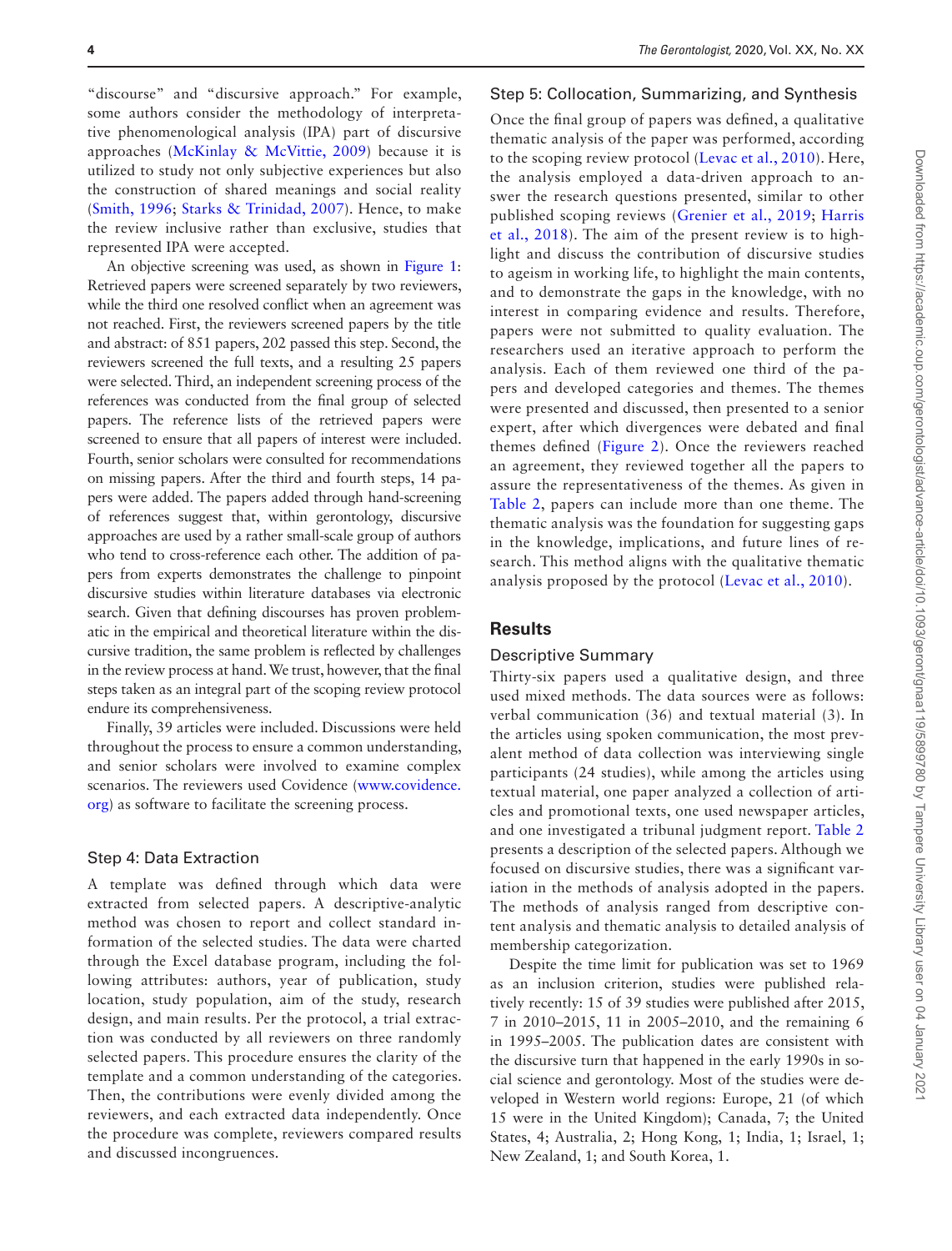"discourse" and "discursive approach." For example, some authors consider the methodology of interpretative phenomenological analysis (IPA) part of discursive approaches (McKinlay & McVittie, 2009) because it is utilized to study not only subjective experiences but also the construction of shared meanings and social reality (Smith, 1996; Starks & Trinidad, 2007). Hence, to make the review inclusive rather than exclusive, studies that represented IPA were accepted.

An objective screening was used, as shown in Figure 1: Retrieved papers were screened separately by two reviewers, while the third one resolved conflict when an agreement was not reached. First, the reviewers screened papers by the title and abstract: of 851 papers, 202 passed this step. Second, the reviewers screened the full texts, and a resulting 25 papers were selected. Third, an independent screening process of the references was conducted from the final group of selected papers. The reference lists of the retrieved papers were screened to ensure that all papers of interest were included. Fourth, senior scholars were consulted for recommendations on missing papers. After the third and fourth steps, 14 papers were added. The papers added through hand-screening of references suggest that, within gerontology, discursive approaches are used by a rather small-scale group of authors who tend to cross-reference each other. The addition of papers from experts demonstrates the challenge to pinpoint discursive studies within literature databases via electronic search. Given that defining discourses has proven problematic in the empirical and theoretical literature within the discursive tradition, the same problem is reflected by challenges in the review process at hand. We trust, however, that the final steps taken as an integral part of the scoping review protocol endure its comprehensiveness.

Finally, 39 articles were included. Discussions were held throughout the process to ensure a common understanding, and senior scholars were involved to examine complex scenarios. The reviewers used Covidence (www.covidence.org) as software to facilitate the screening process.

### Step 4: Data Extraction

A template was defined through which data were extracted from selected papers. A descriptive-analytic method was chosen to report and collect standard information of the selected studies. The data were charted through the Excel database program, including the following attributes: authors, year of publication, study location, study population, aim of the study, research design, and main results. Per the protocol, a trial extraction was conducted by all reviewers on three randomly selected papers. This procedure ensures the clarity of the template and a common understanding of the categories. Then, the contributions were evenly divided among the reviewers, and each extracted data independently. Once the procedure was complete, reviewers compared results and discussed incongruences.

### Step 5: Collocation, Summarizing, and Synthesis

Once the final group of papers was defined, a qualitative thematic analysis of the paper was performed, according to the scoping review protocol (Levac et al., 2010). Here, the analysis employed a data-driven approach to answer the research questions presented, similar to other published scoping reviews (Grenier et al., 2019; Harris et al., 2018). The aim of the present review is to highlight and discuss the contribution of discursive studies to ageism in working life, to highlight the main contents, and to demonstrate the gaps in the knowledge, with no interest in comparing evidence and results. Therefore, papers were not submitted to quality evaluation. The researchers used an iterative approach to perform the analysis. Each of them reviewed one third of the papers and developed categories and themes. The themes were presented and discussed, then presented to a senior expert, after which divergences were debated and final themes defined (Figure 2). Once the reviewers reached an agreement, they reviewed together all the papers to assure the representativeness of the themes. As given in Table 2, papers can include more than one theme. The thematic analysis was the foundation for suggesting gaps in the knowledge, implications, and future lines of research. This method aligns with the qualitative thematic analysis proposed by the protocol (Levac et al., 2010).

## Results

### Descriptive Summary

Thirty-six papers used a qualitative design, and three used mixed methods. The data sources were as follows: verbal communication (36) and textual material (3). In the articles using spoken communication, the most prevalent method of data collection was interviewing single participants (24 studies), while among the articles using textual material, one paper analyzed a collection of articles and promotional texts, one used newspaper articles, and one investigated a tribunal judgment report. Table 2 presents a description of the selected papers. Although we focused on discursive studies, there was a significant variation in the methods of analysis adopted in the papers. The methods of analysis ranged from descriptive content analysis and thematic analysis to detailed analysis of membership categorization.

Despite the time limit for publication was set to 1969 as an inclusion criterion, studies were published relatively recently: 15 of 39 studies were published after 2015, 7 in 2010–2015, 11 in 2005–2010, and the remaining 6 in 1995–2005. The publication dates are consistent with the discursive turn that happened in the early 1990s in social science and gerontology. Most of the studies were developed in Western world regions: Europe, 21 (of which 15 were in the United Kingdom); Canada, 7; the United States, 4; Australia, 2; Hong Kong, 1; India, 1; Israel, 1; New Zealand, 1; and South Korea, 1.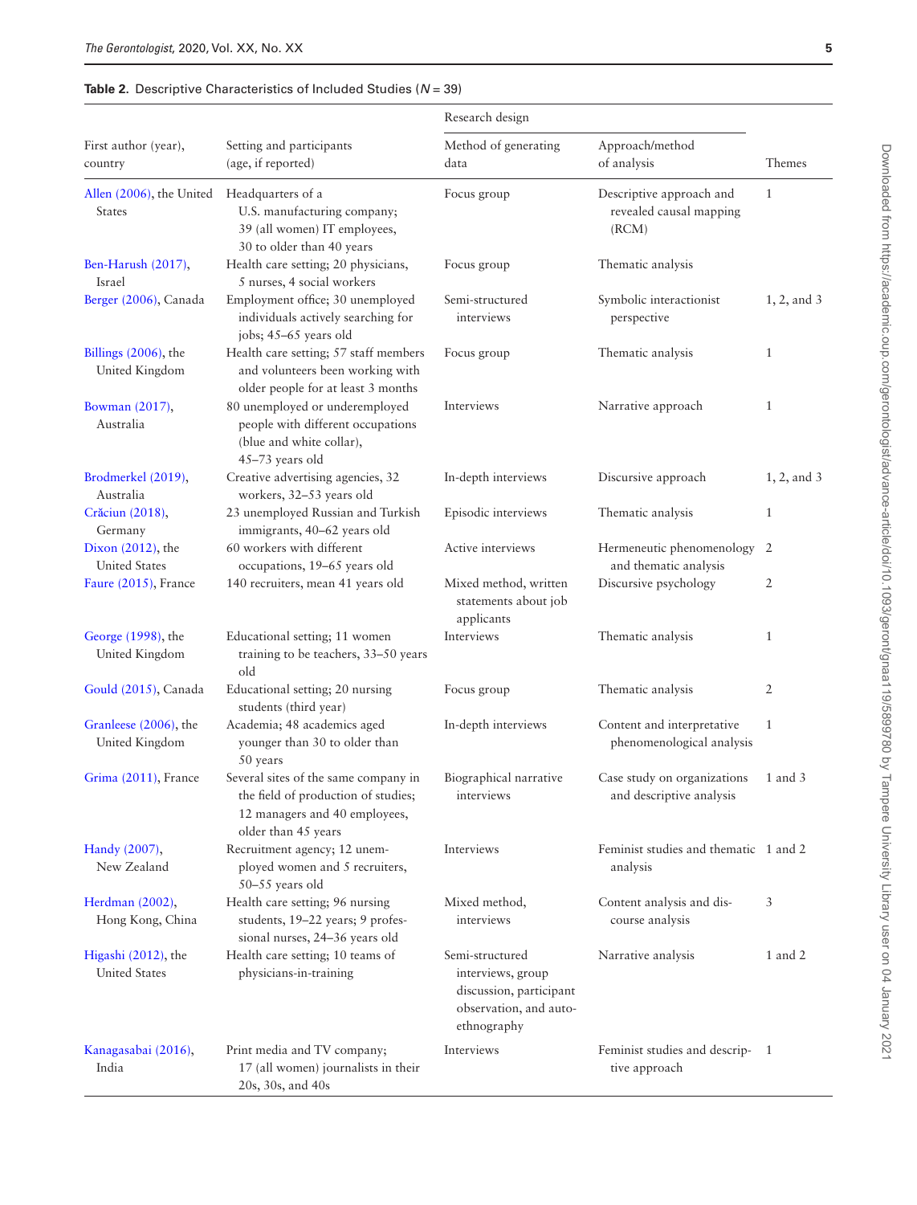**Table 2.** Descriptive Characteristics of Included Studies ($N = 39$)

| First author (year), country | Setting and participants (age, if reported) | Research design | | Themes |
|---|---|---|---|---|
| | | Method of generating data | Approach/method of analysis | |
| Allen (2006), the United States | Headquarters of a U.S. manufacturing company; 39 (all women) IT employees, 30 to older than 40 years | Focus group | Descriptive approach and revealed causal mapping (RCM) | 1 |
| Ben-Harush (2017), Israel | Health care setting; 20 physicians, 5 nurses, 4 social workers | Focus group | Thematic analysis | |
| Berger (2006), Canada | Employment office; 30 unemployed individuals actively searching for jobs; 45–65 years old | Semi-structured interviews | Symbolic interactionist perspective | 1, 2, and 3 |
| Billings (2006), the United Kingdom | Health care setting; 57 staff members and volunteers been working with older people for at least 3 months | Focus group | Thematic analysis | 1 |
| Bowman (2017), Australia | 80 unemployed or underemployed people with different occupations (blue and white collar), 45–73 years old | Interviews | Narrative approach | 1 |
| Brodmerkel (2019), Australia | Creative advertising agencies, 32 workers, 32–53 years old | In-depth interviews | Discursive approach | 1, 2, and 3 |
| Crăciun (2018), Germany | 23 unemployed Russian and Turkish immigrants, 40–62 years old | Episodic interviews | Thematic analysis | 1 |
| Dixon (2012), the United States | 60 workers with different occupations, 19–65 years old | Active interviews | Hermeneutic phenomenology and thematic analysis | 2 |
| Faure (2015), France | 140 recruiters, mean 41 years old | Mixed method, written statements about job applicants | Discursive psychology | 2 |
| George (1998), the United Kingdom | Educational setting; 11 women training to be teachers, 33–50 years old | Interviews | Thematic analysis | 1 |
| Gould (2015), Canada | Educational setting; 20 nursing students (third year) | Focus group | Thematic analysis | 2 |
| Granleese (2006), the United Kingdom | Academia; 48 academics aged younger than 30 to older than 50 years | In-depth interviews | Content and interpretative phenomenological analysis | 1 |
| Grima (2011), France | Several sites of the same company in the field of production of studies; 12 managers and 40 employees, older than 45 years | Biographical narrative interviews | Case study on organizations and descriptive analysis | 1 and 3 |
| Handy (2007), New Zealand | Recruitment agency; 12 unemployed women and 5 recruiters, 50–55 years old | Interviews | Feminist studies and thematic analysis | 1 and 2 |
| Herdman (2002), Hong Kong, China | Health care setting; 96 nursing students, 19–22 years; 9 professional nurses, 24–36 years old | Mixed method, interviews | Content analysis and discourse analysis | 3 |
| Higashi (2012), the United States | Health care setting; 10 teams of physicians-in-training | Semi-structured interviews, group discussion, participant observation, and auto-ethnography | Narrative analysis | 1 and 2 |
| Kanagasabai (2016), India | Print media and TV company; 17 (all women) journalists in their 20s, 30s, and 40s | Interviews | Feminist studies and descriptive approach | 1 |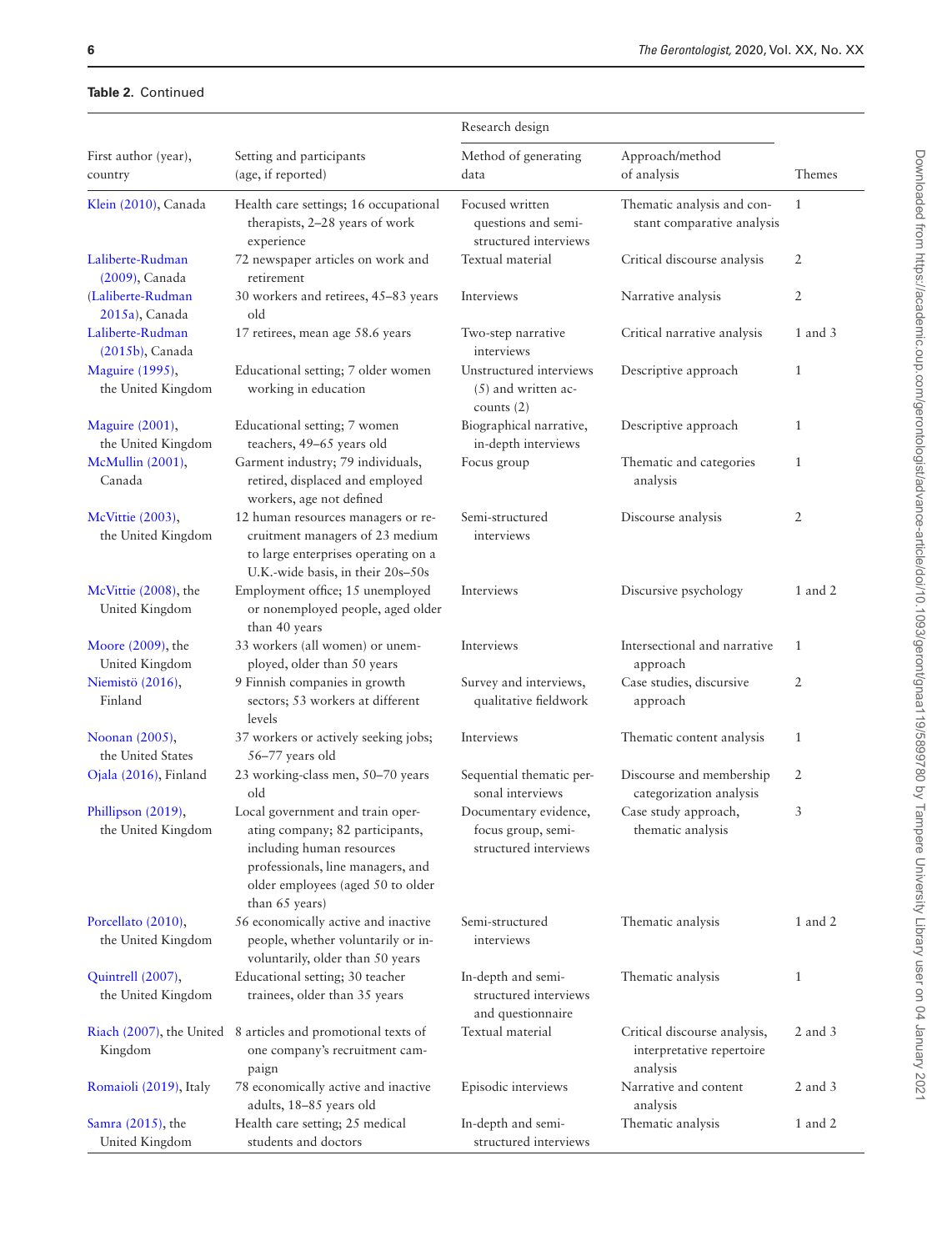**Table 2.** Continued

| First author (year), country | Setting and participants (age, if reported) | Research design: Method of generating data | Research design: Approach/method of analysis | Themes |
|---|---|---|---|---|
| Klein (2010), Canada | Health care settings; 16 occupational therapists, 2–28 years of work experience | Focused written questions and semi-structured interviews | Thematic analysis and constant comparative analysis | 1 |
| Laliberte-Rudman (2009), Canada | 72 newspaper articles on work and retirement | Textual material | Critical discourse analysis | 2 |
| (Laliberte-Rudman 2015a), Canada | 30 workers and retirees, 45–83 years old | Interviews | Narrative analysis | 2 |
| Laliberte-Rudman (2015b), Canada | 17 retirees, mean age 58.6 years | Two-step narrative interviews | Critical narrative analysis | 1 and 3 |
| Maguire (1995), the United Kingdom | Educational setting; 7 older women working in education | Unstructured interviews (5) and written accounts (2) | Descriptive approach | 1 |
| Maguire (2001), the United Kingdom | Educational setting; 7 women teachers, 49–65 years old | Biographical narrative, in-depth interviews | Descriptive approach | 1 |
| McMullin (2001), Canada | Garment industry; 79 individuals, retired, displaced and employed workers, age not defined | Focus group | Thematic and categories analysis | 1 |
| McVittie (2003), the United Kingdom | 12 human resources managers or recruitment managers of 23 medium to large enterprises operating on a U.K.-wide basis, in their 20s–50s | Semi-structured interviews | Discourse analysis | 2 |
| McVittie (2008), the United Kingdom | Employment office; 15 unemployed or nonemployed people, aged older than 40 years | Interviews | Discursive psychology | 1 and 2 |
| Moore (2009), the United Kingdom | 33 workers (all women) or unemployed, older than 50 years | Interviews | Intersectional and narrative approach | 1 |
| Niemistö (2016), Finland | 9 Finnish companies in growth sectors; 53 workers at different levels | Survey and interviews, qualitative fieldwork | Case studies, discursive approach | 2 |
| Noonan (2005), the United States | 37 workers or actively seeking jobs; 56–77 years old | Interviews | Thematic content analysis | 1 |
| Ojala (2016), Finland | 23 working-class men, 50–70 years old | Sequential thematic personal interviews | Discourse and membership categorization analysis | 2 |
| Phillipson (2019), the United Kingdom | Local government and train operating company; 82 participants, including human resources professionals, line managers, and older employees (aged 50 to older than 65 years) | Documentary evidence, focus group, semi-structured interviews | Case study approach, thematic analysis | 3 |
| Porcellato (2010), the United Kingdom | 56 economically active and inactive people, whether voluntarily or involuntarily, older than 50 years | Semi-structured interviews | Thematic analysis | 1 and 2 |
| Quintrell (2007), the United Kingdom | Educational setting; 30 teacher trainees, older than 35 years | In-depth and semi-structured interviews and questionnaire | Thematic analysis | 1 |
| Riach (2007), the United Kingdom | 8 articles and promotional texts of one company's recruitment campaign | Textual material | Critical discourse analysis, interpretative repertoire analysis | 2 and 3 |
| Romaioli (2019), Italy | 78 economically active and inactive adults, 18–85 years old | Episodic interviews | Narrative and content analysis | 2 and 3 |
| Samra (2015), the United Kingdom | Health care setting; 25 medical students and doctors | In-depth and semi-structured interviews | Thematic analysis | 1 and 2 |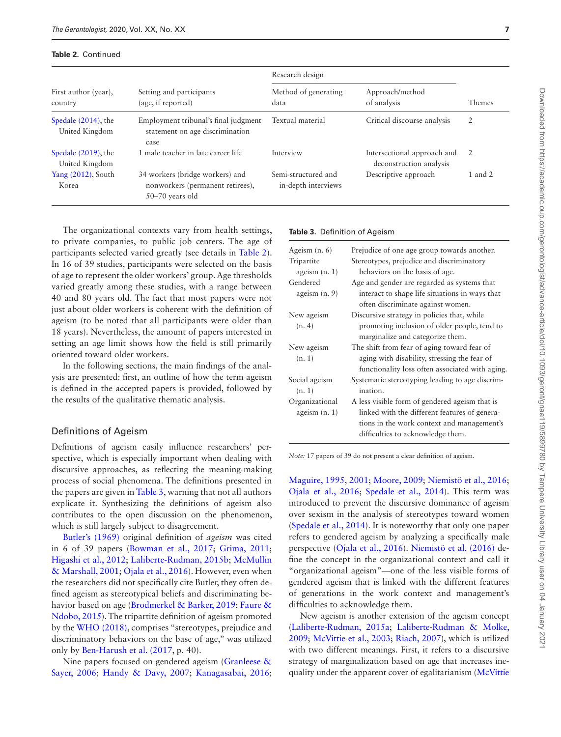**Table 2.** Continued

| First author (year), country | Setting and participants (age, if reported) | Research design | | Themes |
|---|---|---|---|---|
| | | Method of generating data | Approach/method of analysis | |
| Spedale (2014), the United Kingdom | Employment tribunal's final judgment statement on age discrimination case | Textual material | Critical discourse analysis | 2 |
| Spedale (2019), the United Kingdom | 1 male teacher in late career life | Interview | Intersectional approach and deconstruction analysis | 2 |
| Yang (2012), South Korea | 34 workers (bridge workers) and nonworkers (permanent retirees), 50–70 years old | Semi-structured and in-depth interviews | Descriptive approach | 1 and 2 |

The organizational contexts vary from health settings, to private companies, to public job centers. The age of participants selected varied greatly (see details in Table 2). In 16 of 39 studies, participants were selected on the basis of age to represent the older workers' group. Age thresholds varied greatly among these studies, with a range between 40 and 80 years old. The fact that most papers were not just about older workers is coherent with the definition of ageism (to be noted that all participants were older than 18 years). Nevertheless, the amount of papers interested in setting an age limit shows how the field is still primarily oriented toward older workers.

In the following sections, the main findings of the analysis are presented: first, an outline of how the term ageism is defined in the accepted papers is provided, followed by the results of the qualitative thematic analysis.

## Definitions of Ageism

Definitions of ageism easily influence researchers' perspective, which is especially important when dealing with discursive approaches, as reflecting the meaning-making process of social phenomena. The definitions presented in the papers are given in Table 3, warning that not all authors explicate it. Synthesizing the definitions of ageism also contributes to the open discussion on the phenomenon, which is still largely subject to disagreement.

Butler's (1969) original definition of *ageism* was cited in 6 of 39 papers (Bowman et al., 2017; Grima, 2011; Higashi et al., 2012; Laliberte-Rudman, 2015b; McMullin & Marshall, 2001; Ojala et al., 2016). However, even when the researchers did not specifically cite Butler, they often defined ageism as stereotypical beliefs and discriminating behavior based on age (Brodmerkel & Barker, 2019; Faure & Ndobo, 2015). The tripartite definition of ageism promoted by the WHO (2018), comprises "stereotypes, prejudice and discriminatory behaviors on the base of age," was utilized only by Ben-Harush et al. (2017, p. 40).

Nine papers focused on gendered ageism (Granleese & Sayer, 2006; Handy & Davy, 2007; Kanagasabai, 2016; Maguire, 1995, 2001; Moore, 2009; Niemistö et al., 2016; Ojala et al., 2016; Spedale et al., 2014). This term was introduced to prevent the discursive dominance of ageism over sexism in the analysis of stereotypes toward women (Spedale et al., 2014). It is noteworthy that only one paper refers to gendered ageism by analyzing a specifically male perspective (Ojala et al., 2016). Niemistö et al. (2016) define the concept in the organizational context and call it "organizational ageism"—one of the less visible forms of gendered ageism that is linked with the different features of generations in the work context and management's difficulties to acknowledge them.

New ageism is another extension of the ageism concept (Laliberte-Rudman, 2015a; Laliberte-Rudman & Molke, 2009; McVittie et al., 2003; Riach, 2007), which is utilized with two different meanings. First, it refers to a discursive strategy of marginalization based on age that increases inequality under the apparent cover of egalitarianism (McVittie

**Table 3.** Definition of Ageism

| | |
|---|---|
| Ageism (n. 6) | Prejudice of one age group towards another. |
| Tripartite ageism (n. 1) | Stereotypes, prejudice and discriminatory behaviors on the basis of age. |
| Gendered ageism (n. 9) | Age and gender are regarded as systems that interact to shape life situations in ways that often discriminate against women. |
| New ageism (n. 4) | Discursive strategy in policies that, while promoting inclusion of older people, tend to marginalize and categorize them. |
| New ageism (n. 1) | The shift from fear of aging toward fear of aging with disability, stressing the fear of functionality loss often associated with aging. |
| Social ageism (n. 1) | Systematic stereotyping leading to age discrimination. |
| Organizational ageism (n. 1) | A less visible form of gendered ageism that is linked with the different features of generations in the work context and management's difficulties to acknowledge them. |

*Note:* 17 papers of 39 do not present a clear definition of ageism.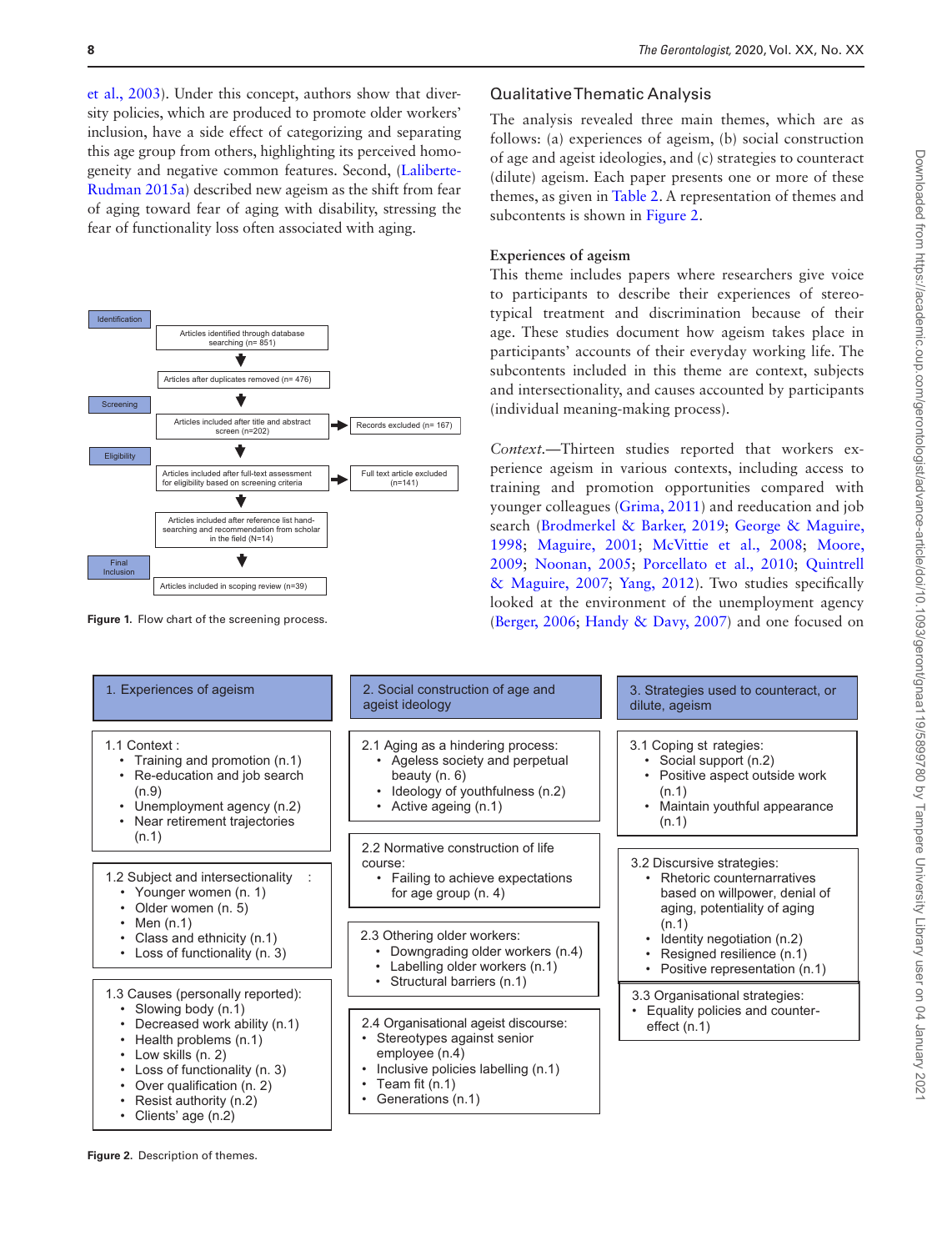et al., 2003). Under this concept, authors show that diversity policies, which are produced to promote older workers' inclusion, have a side effect of categorizing and separating this age group from others, highlighting its perceived homogeneity and negative common features. Second, (Laliberte-Rudman 2015a) described new ageism as the shift from fear of aging toward fear of aging with disability, stressing the fear of functionality loss often associated with aging.

Identification

Articles identified through database searching (n= 851)

Articles after duplicates removed (n= 476)

Screening

Articles included after title and abstract screen (n=202) → Records excluded (n= 167)

Eligibility

Articles included after full-text assessment for eligibility based on screening criteria → Full text article excluded (n=141)

Articles included after reference list hand-searching and recommendation from scholar in the field (N=14)

Final Inclusion

Articles included in scoping review (n=39)

**Figure 1.** Flow chart of the screening process.

## Qualitative Thematic Analysis

The analysis revealed three main themes, which are as follows: (a) experiences of ageism, (b) social construction of age and ageist ideologies, and (c) strategies to counteract (dilute) ageism. Each paper presents one or more of these themes, as given in Table 2. A representation of themes and subcontents is shown in Figure 2.

### Experiences of ageism

This theme includes papers where researchers give voice to participants to describe their experiences of stereotypical treatment and discrimination because of their age. These studies document how ageism takes place in participants' accounts of their everyday working life. The subcontents included in this theme are context, subjects and intersectionality, and causes accounted by participants (individual meaning-making process).

*Context.*—Thirteen studies reported that workers experience ageism in various contexts, including access to training and promotion opportunities compared with younger colleagues (Grima, 2011) and reeducation and job search (Brodmerkel & Barker, 2019; George & Maguire, 1998; Maguire, 2001; McVittie et al., 2008; Moore, 2009; Noonan, 2005; Porcellato et al., 2010; Quintrell & Maguire, 2007; Yang, 2012). Two studies specifically looked at the environment of the unemployment agency (Berger, 2006; Handy & Davy, 2007) and one focused on

**1. Experiences of ageism**

1.1 Context :
- Training and promotion (n.1)
- Re-education and job search (n.9)
- Unemployment agency (n.2)
- Near retirement trajectories (n.1)

1.2 Subject and intersectionality :
- Younger women (n. 1)
- Older women (n. 5)
- Men (n.1)
- Class and ethnicity (n.1)
- Loss of functionality (n. 3)

1.3 Causes (personally reported):
- Slowing body (n.1)
- Decreased work ability (n.1)
- Health problems (n.1)
- Low skills (n. 2)
- Loss of functionality (n. 3)
- Over qualification (n. 2)
- Resist authority (n.2)
- Clients' age (n.2)

**2. Social construction of age and ageist ideology**

2.1 Aging as a hindering process:
- Ageless society and perpetual beauty (n. 6)
- Ideology of youthfulness (n.2)
- Active ageing (n.1)

2.2 Normative construction of life course:
- Failing to achieve expectations for age group (n. 4)

2.3 Othering older workers:
- Downgrading older workers (n.4)
- Labelling older workers (n.1)
- Structural barriers (n.1)

2.4 Organisational ageist discourse:
- Stereotypes against senior employee (n.4)
- Inclusive policies labelling (n.1)
- Team fit (n.1)
- Generations (n.1)

**3. Strategies used to counteract, or dilute, ageism**

3.1 Coping st rategies:
- Social support (n.2)
- Positive aspect outside work (n.1)
- Maintain youthful appearance (n.1)

3.2 Discursive strategies:
- Rhetoric counternarratives based on willpower, denial of aging, potentiality of aging (n.1)
- Identity negotiation (n.2)
- Resigned resilience (n.1)
- Positive representation (n.1)

3.3 Organisational strategies:
- Equality policies and counter-effect (n.1)

**Figure 2.** Description of themes.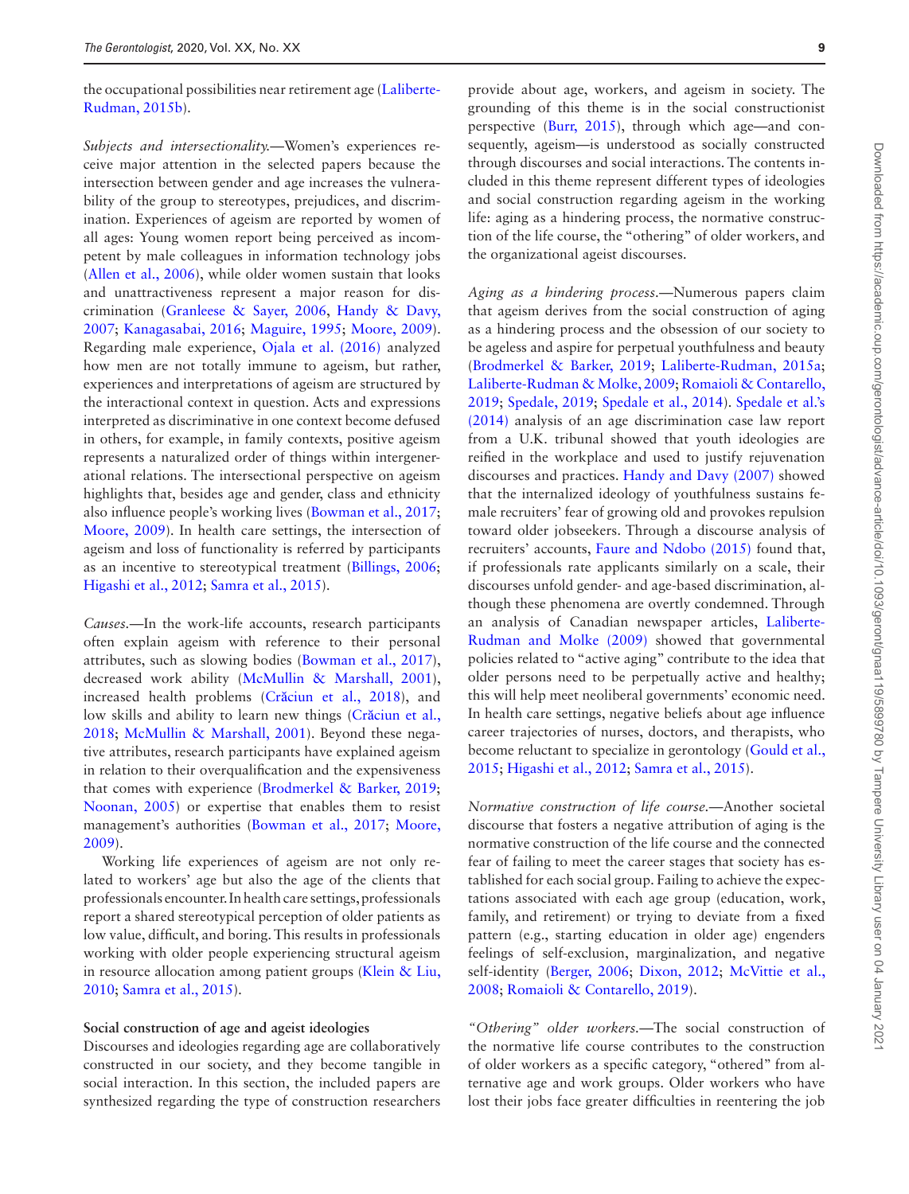the occupational possibilities near retirement age (Laliberte-Rudman, 2015b).

*Subjects and intersectionality.*—Women's experiences receive major attention in the selected papers because the intersection between gender and age increases the vulnerability of the group to stereotypes, prejudices, and discrimination. Experiences of ageism are reported by women of all ages: Young women report being perceived as incompetent by male colleagues in information technology jobs (Allen et al., 2006), while older women sustain that looks and unattractiveness represent a major reason for discrimination (Granleese & Sayer, 2006, Handy & Davy, 2007; Kanagasabai, 2016; Maguire, 1995; Moore, 2009). Regarding male experience, Ojala et al. (2016) analyzed how men are not totally immune to ageism, but rather, experiences and interpretations of ageism are structured by the interactional context in question. Acts and expressions interpreted as discriminative in one context become defused in others, for example, in family contexts, positive ageism represents a naturalized order of things within intergenerational relations. The intersectional perspective on ageism highlights that, besides age and gender, class and ethnicity also influence people's working lives (Bowman et al., 2017; Moore, 2009). In health care settings, the intersection of ageism and loss of functionality is referred by participants as an incentive to stereotypical treatment (Billings, 2006; Higashi et al., 2012; Samra et al., 2015).

*Causes.*—In the work-life accounts, research participants often explain ageism with reference to their personal attributes, such as slowing bodies (Bowman et al., 2017), decreased work ability (McMullin & Marshall, 2001), increased health problems (Crăciun et al., 2018), and low skills and ability to learn new things (Crăciun et al., 2018; McMullin & Marshall, 2001). Beyond these negative attributes, research participants have explained ageism in relation to their overqualification and the expensiveness that comes with experience (Brodmerkel & Barker, 2019; Noonan, 2005) or expertise that enables them to resist management's authorities (Bowman et al., 2017; Moore, 2009).

Working life experiences of ageism are not only related to workers' age but also the age of the clients that professionals encounter. In health care settings, professionals report a shared stereotypical perception of older patients as low value, difficult, and boring. This results in professionals working with older people experiencing structural ageism in resource allocation among patient groups (Klein & Liu, 2010; Samra et al., 2015).

**Social construction of age and ageist ideologies**

Discourses and ideologies regarding age are collaboratively constructed in our society, and they become tangible in social interaction. In this section, the included papers are synthesized regarding the type of construction researchers provide about age, workers, and ageism in society. The grounding of this theme is in the social constructionist perspective (Burr, 2015), through which age—and consequently, ageism—is understood as socially constructed through discourses and social interactions. The contents included in this theme represent different types of ideologies and social construction regarding ageism in the working life: aging as a hindering process, the normative construction of the life course, the "othering" of older workers, and the organizational ageist discourses.

*Aging as a hindering process.*—Numerous papers claim that ageism derives from the social construction of aging as a hindering process and the obsession of our society to be ageless and aspire for perpetual youthfulness and beauty (Brodmerkel & Barker, 2019; Laliberte-Rudman, 2015a; Laliberte-Rudman & Molke, 2009; Romaioli & Contarello, 2019; Spedale, 2019; Spedale et al., 2014). Spedale et al.'s (2014) analysis of an age discrimination case law report from a U.K. tribunal showed that youth ideologies are reified in the workplace and used to justify rejuvenation discourses and practices. Handy and Davy (2007) showed that the internalized ideology of youthfulness sustains female recruiters' fear of growing old and provokes repulsion toward older jobseekers. Through a discourse analysis of recruiters' accounts, Faure and Ndobo (2015) found that, if professionals rate applicants similarly on a scale, their discourses unfold gender- and age-based discrimination, although these phenomena are overtly condemned. Through an analysis of Canadian newspaper articles, Laliberte-Rudman and Molke (2009) showed that governmental policies related to "active aging" contribute to the idea that older persons need to be perpetually active and healthy; this will help meet neoliberal governments' economic need. In health care settings, negative beliefs about age influence career trajectories of nurses, doctors, and therapists, who become reluctant to specialize in gerontology (Gould et al., 2015; Higashi et al., 2012; Samra et al., 2015).

*Normative construction of life course.*—Another societal discourse that fosters a negative attribution of aging is the normative construction of the life course and the connected fear of failing to meet the career stages that society has established for each social group. Failing to achieve the expectations associated with each age group (education, work, family, and retirement) or trying to deviate from a fixed pattern (e.g., starting education in older age) engenders feelings of self-exclusion, marginalization, and negative self-identity (Berger, 2006; Dixon, 2012; McVittie et al., 2008; Romaioli & Contarello, 2019).

*"Othering" older workers.*—The social construction of the normative life course contributes to the construction of older workers as a specific category, "othered" from alternative age and work groups. Older workers who have lost their jobs face greater difficulties in reentering the job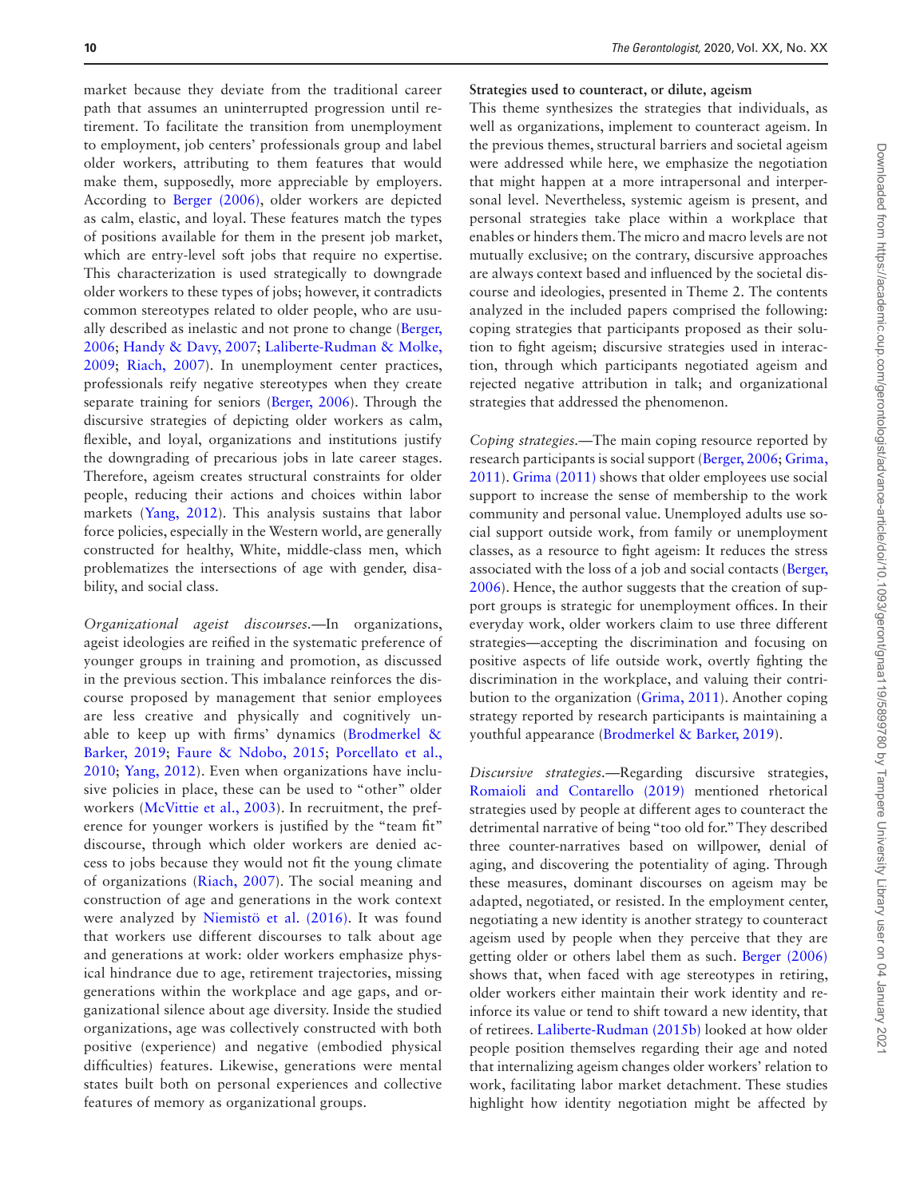market because they deviate from the traditional career path that assumes an uninterrupted progression until retirement. To facilitate the transition from unemployment to employment, job centers' professionals group and label older workers, attributing to them features that would make them, supposedly, more appreciable by employers. According to Berger (2006), older workers are depicted as calm, elastic, and loyal. These features match the types of positions available for them in the present job market, which are entry-level soft jobs that require no expertise. This characterization is used strategically to downgrade older workers to these types of jobs; however, it contradicts common stereotypes related to older people, who are usually described as inelastic and not prone to change (Berger, 2006; Handy & Davy, 2007; Laliberte-Rudman & Molke, 2009; Riach, 2007). In unemployment center practices, professionals reify negative stereotypes when they create separate training for seniors (Berger, 2006). Through the discursive strategies of depicting older workers as calm, flexible, and loyal, organizations and institutions justify the downgrading of precarious jobs in late career stages. Therefore, ageism creates structural constraints for older people, reducing their actions and choices within labor markets (Yang, 2012). This analysis sustains that labor force policies, especially in the Western world, are generally constructed for healthy, White, middle-class men, which problematizes the intersections of age with gender, disability, and social class.

*Organizational ageist discourses.*—In organizations, ageist ideologies are reified in the systematic preference of younger groups in training and promotion, as discussed in the previous section. This imbalance reinforces the discourse proposed by management that senior employees are less creative and physically and cognitively unable to keep up with firms' dynamics (Brodmerkel & Barker, 2019; Faure & Ndobo, 2015; Porcellato et al., 2010; Yang, 2012). Even when organizations have inclusive policies in place, these can be used to "other" older workers (McVittie et al., 2003). In recruitment, the preference for younger workers is justified by the "team fit" discourse, through which older workers are denied access to jobs because they would not fit the young climate of organizations (Riach, 2007). The social meaning and construction of age and generations in the work context were analyzed by Niemistö et al. (2016). It was found that workers use different discourses to talk about age and generations at work: older workers emphasize physical hindrance due to age, retirement trajectories, missing generations within the workplace and age gaps, and organizational silence about age diversity. Inside the studied organizations, age was collectively constructed with both positive (experience) and negative (embodied physical difficulties) features. Likewise, generations were mental states built both on personal experiences and collective features of memory as organizational groups.

**Strategies used to counteract, or dilute, ageism**

This theme synthesizes the strategies that individuals, as well as organizations, implement to counteract ageism. In the previous themes, structural barriers and societal ageism were addressed while here, we emphasize the negotiation that might happen at a more intrapersonal and interpersonal level. Nevertheless, systemic ageism is present, and personal strategies take place within a workplace that enables or hinders them. The micro and macro levels are not mutually exclusive; on the contrary, discursive approaches are always context based and influenced by the societal discourse and ideologies, presented in Theme 2. The contents analyzed in the included papers comprised the following: coping strategies that participants proposed as their solution to fight ageism; discursive strategies used in interaction, through which participants negotiated ageism and rejected negative attribution in talk; and organizational strategies that addressed the phenomenon.

*Coping strategies.*—The main coping resource reported by research participants is social support (Berger, 2006; Grima, 2011). Grima (2011) shows that older employees use social support to increase the sense of membership to the work community and personal value. Unemployed adults use social support outside work, from family or unemployment classes, as a resource to fight ageism: It reduces the stress associated with the loss of a job and social contacts (Berger, 2006). Hence, the author suggests that the creation of support groups is strategic for unemployment offices. In their everyday work, older workers claim to use three different strategies—accepting the discrimination and focusing on positive aspects of life outside work, overtly fighting the discrimination in the workplace, and valuing their contribution to the organization (Grima, 2011). Another coping strategy reported by research participants is maintaining a youthful appearance (Brodmerkel & Barker, 2019).

*Discursive strategies.*—Regarding discursive strategies, Romaioli and Contarello (2019) mentioned rhetorical strategies used by people at different ages to counteract the detrimental narrative of being "too old for." They described three counter-narratives based on willpower, denial of aging, and discovering the potentiality of aging. Through these measures, dominant discourses on ageism may be adapted, negotiated, or resisted. In the employment center, negotiating a new identity is another strategy to counteract ageism used by people when they perceive that they are getting older or others label them as such. Berger (2006) shows that, when faced with age stereotypes in retiring, older workers either maintain their work identity and reinforce its value or tend to shift toward a new identity, that of retirees. Laliberte-Rudman (2015b) looked at how older people position themselves regarding their age and noted that internalizing ageism changes older workers' relation to work, facilitating labor market detachment. These studies highlight how identity negotiation might be affected by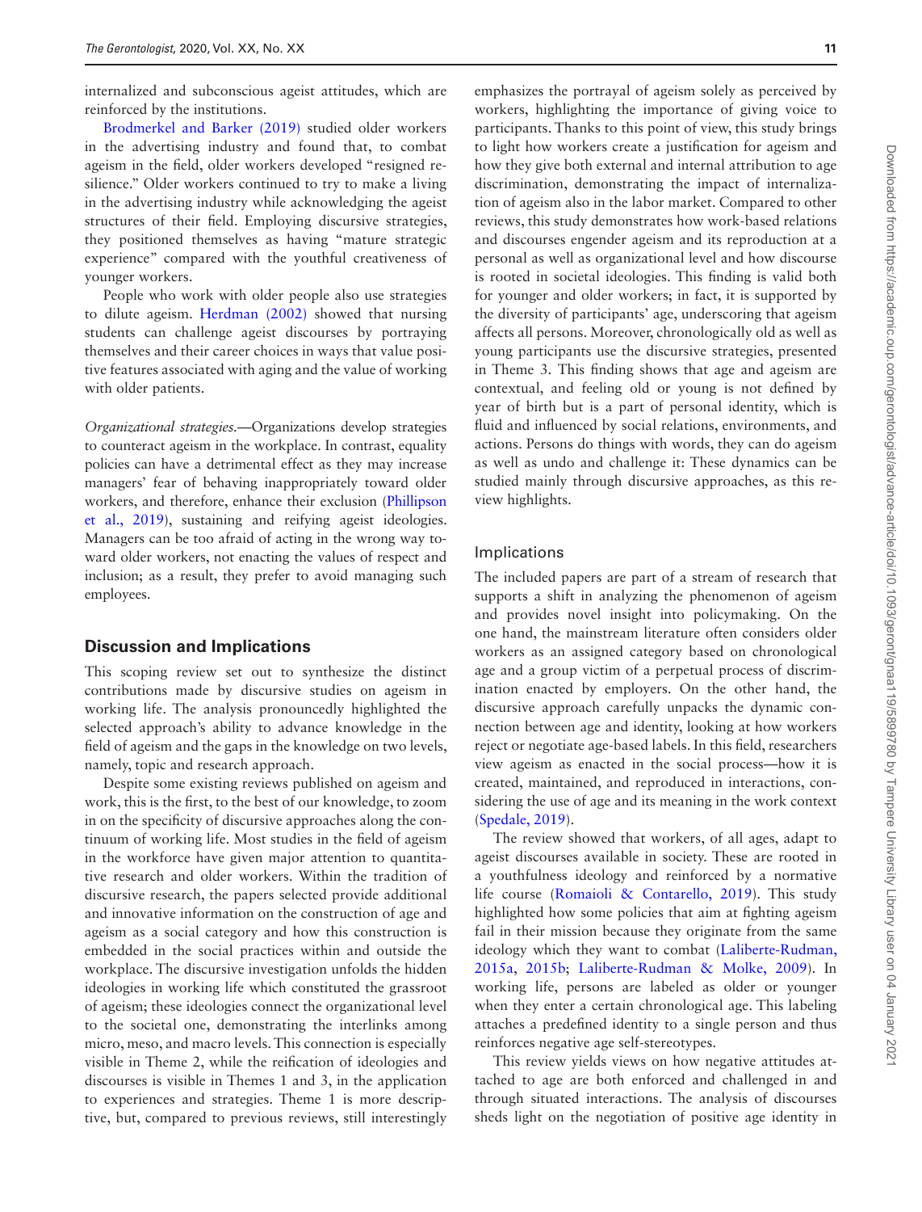internalized and subconscious ageist attitudes, which are reinforced by the institutions.

Brodmerkel and Barker (2019) studied older workers in the advertising industry and found that, to combat ageism in the field, older workers developed "resigned resilience." Older workers continued to try to make a living in the advertising industry while acknowledging the ageist structures of their field. Employing discursive strategies, they positioned themselves as having "mature strategic experience" compared with the youthful creativeness of younger workers.

People who work with older people also use strategies to dilute ageism. Herdman (2002) showed that nursing students can challenge ageist discourses by portraying themselves and their career choices in ways that value positive features associated with aging and the value of working with older patients.

*Organizational strategies.*—Organizations develop strategies to counteract ageism in the workplace. In contrast, equality policies can have a detrimental effect as they may increase managers' fear of behaving inappropriately toward older workers, and therefore, enhance their exclusion (Phillipson et al., 2019), sustaining and reifying ageist ideologies. Managers can be too afraid of acting in the wrong way toward older workers, not enacting the values of respect and inclusion; as a result, they prefer to avoid managing such employees.

## Discussion and Implications

This scoping review set out to synthesize the distinct contributions made by discursive studies on ageism in working life. The analysis pronouncedly highlighted the selected approach's ability to advance knowledge in the field of ageism and the gaps in the knowledge on two levels, namely, topic and research approach.

Despite some existing reviews published on ageism and work, this is the first, to the best of our knowledge, to zoom in on the specificity of discursive approaches along the continuum of working life. Most studies in the field of ageism in the workforce have given major attention to quantitative research and older workers. Within the tradition of discursive research, the papers selected provide additional and innovative information on the construction of age and ageism as a social category and how this construction is embedded in the social practices within and outside the workplace. The discursive investigation unfolds the hidden ideologies in working life which constituted the grassroot of ageism; these ideologies connect the organizational level to the societal one, demonstrating the interlinks among micro, meso, and macro levels. This connection is especially visible in Theme 2, while the reification of ideologies and discourses is visible in Themes 1 and 3, in the application to experiences and strategies. Theme 1 is more descriptive, but, compared to previous reviews, still interestingly emphasizes the portrayal of ageism solely as perceived by workers, highlighting the importance of giving voice to participants. Thanks to this point of view, this study brings to light how workers create a justification for ageism and how they give both external and internal attribution to age discrimination, demonstrating the impact of internalization of ageism also in the labor market. Compared to other reviews, this study demonstrates how work-based relations and discourses engender ageism and its reproduction at a personal as well as organizational level and how discourse is rooted in societal ideologies. This finding is valid both for younger and older workers; in fact, it is supported by the diversity of participants' age, underscoring that ageism affects all persons. Moreover, chronologically old as well as young participants use the discursive strategies, presented in Theme 3. This finding shows that age and ageism are contextual, and feeling old or young is not defined by year of birth but is a part of personal identity, which is fluid and influenced by social relations, environments, and actions. Persons do things with words, they can do ageism as well as undo and challenge it: These dynamics can be studied mainly through discursive approaches, as this review highlights.

### Implications

The included papers are part of a stream of research that supports a shift in analyzing the phenomenon of ageism and provides novel insight into policymaking. On the one hand, the mainstream literature often considers older workers as an assigned category based on chronological age and a group victim of a perpetual process of discrimination enacted by employers. On the other hand, the discursive approach carefully unpacks the dynamic connection between age and identity, looking at how workers reject or negotiate age-based labels. In this field, researchers view ageism as enacted in the social process—how it is created, maintained, and reproduced in interactions, considering the use of age and its meaning in the work context (Spedale, 2019).

The review showed that workers, of all ages, adapt to ageist discourses available in society. These are rooted in a youthfulness ideology and reinforced by a normative life course (Romaioli & Contarello, 2019). This study highlighted how some policies that aim at fighting ageism fail in their mission because they originate from the same ideology which they want to combat (Laliberte-Rudman, 2015a, 2015b; Laliberte-Rudman & Molke, 2009). In working life, persons are labeled as older or younger when they enter a certain chronological age. This labeling attaches a predefined identity to a single person and thus reinforces negative age self-stereotypes.

This review yields views on how negative attitudes attached to age are both enforced and challenged in and through situated interactions. The analysis of discourses sheds light on the negotiation of positive age identity in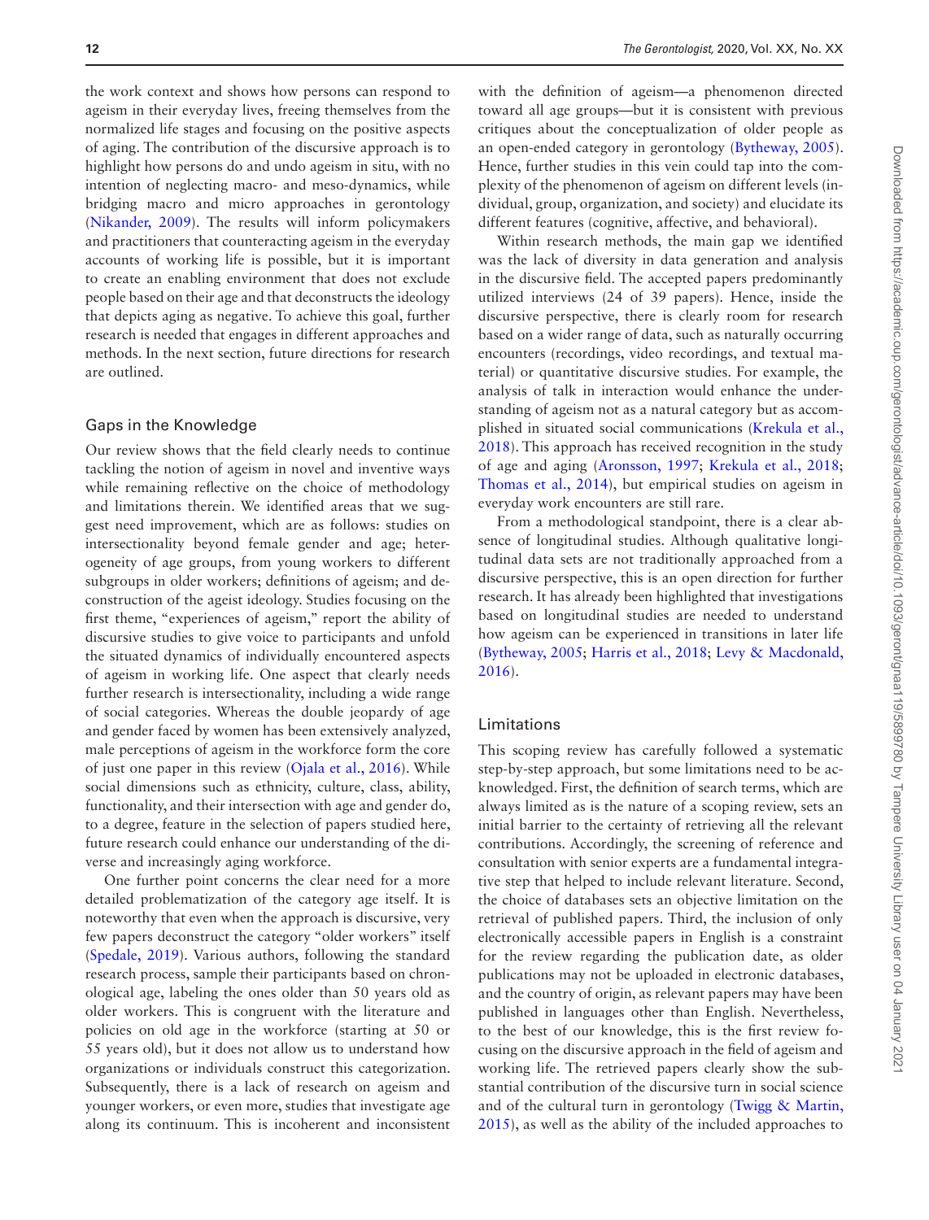the work context and shows how persons can respond to ageism in their everyday lives, freeing themselves from the normalized life stages and focusing on the positive aspects of aging. The contribution of the discursive approach is to highlight how persons do and undo ageism in situ, with no intention of neglecting macro- and meso-dynamics, while bridging macro and micro approaches in gerontology (Nikander, 2009). The results will inform policymakers and practitioners that counteracting ageism in the everyday accounts of working life is possible, but it is important to create an enabling environment that does not exclude people based on their age and that deconstructs the ideology that depicts aging as negative. To achieve this goal, further research is needed that engages in different approaches and methods. In the next section, future directions for research are outlined.

## Gaps in the Knowledge

Our review shows that the field clearly needs to continue tackling the notion of ageism in novel and inventive ways while remaining reflective on the choice of methodology and limitations therein. We identified areas that we suggest need improvement, which are as follows: studies on intersectionality beyond female gender and age; heterogeneity of age groups, from young workers to different subgroups in older workers; definitions of ageism; and deconstruction of the ageist ideology. Studies focusing on the first theme, "experiences of ageism," report the ability of discursive studies to give voice to participants and unfold the situated dynamics of individually encountered aspects of ageism in working life. One aspect that clearly needs further research is intersectionality, including a wide range of social categories. Whereas the double jeopardy of age and gender faced by women has been extensively analyzed, male perceptions of ageism in the workforce form the core of just one paper in this review (Ojala et al., 2016). While social dimensions such as ethnicity, culture, class, ability, functionality, and their intersection with age and gender do, to a degree, feature in the selection of papers studied here, future research could enhance our understanding of the diverse and increasingly aging workforce.

One further point concerns the clear need for a more detailed problematization of the category age itself. It is noteworthy that even when the approach is discursive, very few papers deconstruct the category "older workers" itself (Spedale, 2019). Various authors, following the standard research process, sample their participants based on chronological age, labeling the ones older than 50 years old as older workers. This is congruent with the literature and policies on old age in the workforce (starting at 50 or 55 years old), but it does not allow us to understand how organizations or individuals construct this categorization. Subsequently, there is a lack of research on ageism and younger workers, or even more, studies that investigate age along its continuum. This is incoherent and inconsistent with the definition of ageism—a phenomenon directed toward all age groups—but it is consistent with previous critiques about the conceptualization of older people as an open-ended category in gerontology (Bytheway, 2005). Hence, further studies in this vein could tap into the complexity of the phenomenon of ageism on different levels (individual, group, organization, and society) and elucidate its different features (cognitive, affective, and behavioral).

Within research methods, the main gap we identified was the lack of diversity in data generation and analysis in the discursive field. The accepted papers predominantly utilized interviews (24 of 39 papers). Hence, inside the discursive perspective, there is clearly room for research based on a wider range of data, such as naturally occurring encounters (recordings, video recordings, and textual material) or quantitative discursive studies. For example, the analysis of talk in interaction would enhance the understanding of ageism not as a natural category but as accomplished in situated social communications (Krekula et al., 2018). This approach has received recognition in the study of age and aging (Aronsson, 1997; Krekula et al., 2018; Thomas et al., 2014), but empirical studies on ageism in everyday work encounters are still rare.

From a methodological standpoint, there is a clear absence of longitudinal studies. Although qualitative longitudinal data sets are not traditionally approached from a discursive perspective, this is an open direction for further research. It has already been highlighted that investigations based on longitudinal studies are needed to understand how ageism can be experienced in transitions in later life (Bytheway, 2005; Harris et al., 2018; Levy & Macdonald, 2016).

## Limitations

This scoping review has carefully followed a systematic step-by-step approach, but some limitations need to be acknowledged. First, the definition of search terms, which are always limited as is the nature of a scoping review, sets an initial barrier to the certainty of retrieving all the relevant contributions. Accordingly, the screening of reference and consultation with senior experts are a fundamental integrative step that helped to include relevant literature. Second, the choice of databases sets an objective limitation on the retrieval of published papers. Third, the inclusion of only electronically accessible papers in English is a constraint for the review regarding the publication date, as older publications may not be uploaded in electronic databases, and the country of origin, as relevant papers may have been published in languages other than English. Nevertheless, to the best of our knowledge, this is the first review focusing on the discursive approach in the field of ageism and working life. The retrieved papers clearly show the substantial contribution of the discursive turn in social science and of the cultural turn in gerontology (Twigg & Martin, 2015), as well as the ability of the included approaches to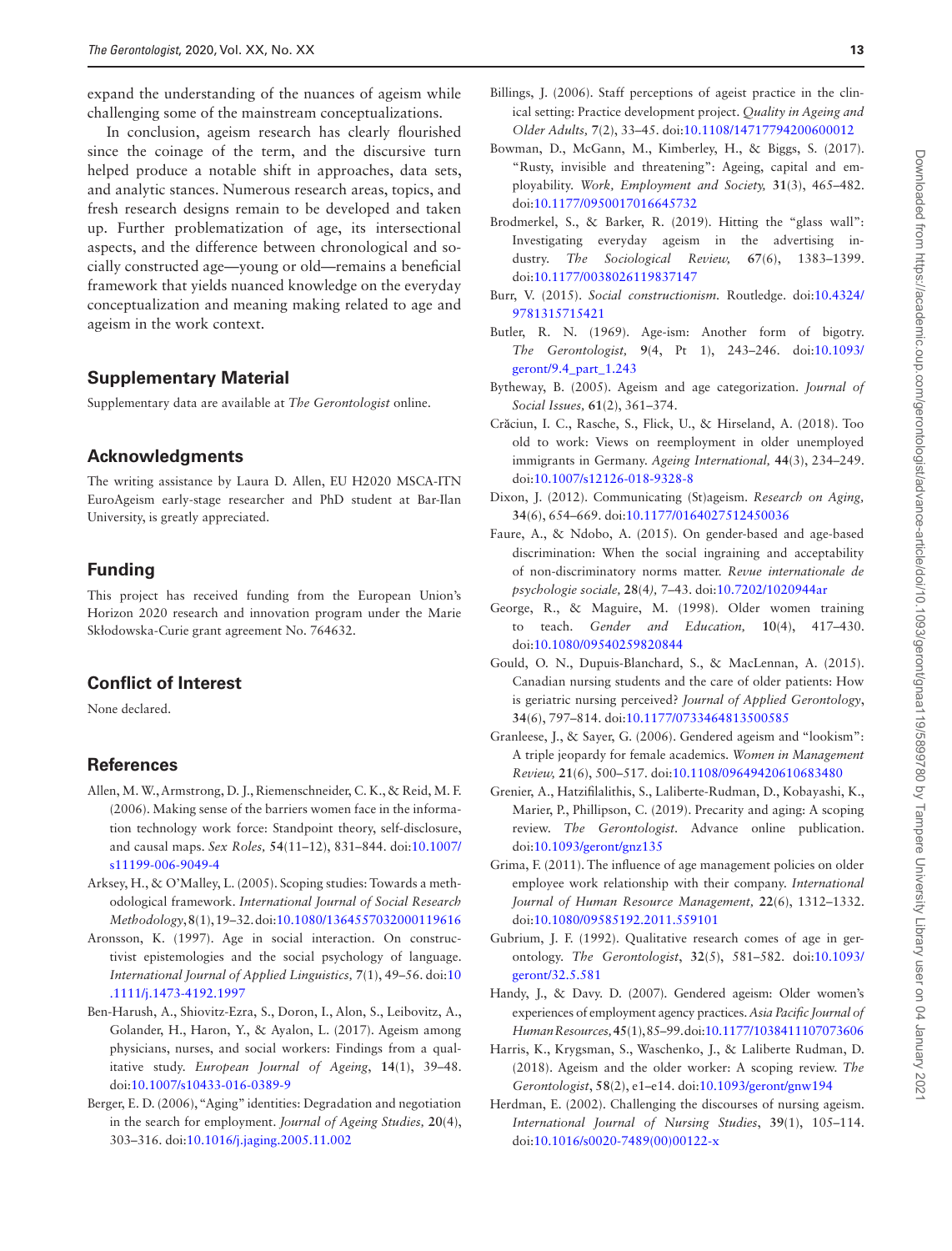expand the understanding of the nuances of ageism while challenging some of the mainstream conceptualizations.

In conclusion, ageism research has clearly flourished since the coinage of the term, and the discursive turn helped produce a notable shift in approaches, data sets, and analytic stances. Numerous research areas, topics, and fresh research designs remain to be developed and taken up. Further problematization of age, its intersectional aspects, and the difference between chronological and socially constructed age—young or old—remains a beneficial framework that yields nuanced knowledge on the everyday conceptualization and meaning making related to age and ageism in the work context.

## Supplementary Material

Supplementary data are available at *The Gerontologist* online.

## Acknowledgments

The writing assistance by Laura D. Allen, EU H2020 MSCA-ITN EuroAgeism early-stage researcher and PhD student at Bar-Ilan University, is greatly appreciated.

## Funding

This project has received funding from the European Union's Horizon 2020 research and innovation program under the Marie Skłodowska-Curie grant agreement No. 764632.

## Conflict of Interest

None declared.

## References

Allen, M. W., Armstrong, D. J., Riemenschneider, C. K., & Reid, M. F. (2006). Making sense of the barriers women face in the information technology work force: Standpoint theory, self-disclosure, and causal maps. *Sex Roles,* **54**(11–12), 831–844. doi:10.1007/s11199-006-9049-4

Arksey, H., & O'Malley, L. (2005). Scoping studies: Towards a methodological framework. *International Journal of Social Research Methodology*, **8**(1), 19–32. doi:10.1080/1364557032000119616

Aronsson, K. (1997). Age in social interaction. On constructivist epistemologies and the social psychology of language. *International Journal of Applied Linguistics,* **7**(1), 49–56. doi:10.1111/j.1473-4192.1997

Ben-Harush, A., Shiovitz-Ezra, S., Doron, I., Alon, S., Leibovitz, A., Golander, H., Haron, Y., & Ayalon, L. (2017). Ageism among physicians, nurses, and social workers: Findings from a qualitative study. *European Journal of Ageing*, **14**(1), 39–48. doi:10.1007/s10433-016-0389-9

Berger, E. D. (2006), "Aging" identities: Degradation and negotiation in the search for employment. *Journal of Ageing Studies,* **20**(4), 303–316. doi:10.1016/j.jaging.2005.11.002

Billings, J. (2006). Staff perceptions of ageist practice in the clinical setting: Practice development project. *Quality in Ageing and Older Adults,* **7**(2), 33–45. doi:10.1108/14717794200600012

Bowman, D., McGann, M., Kimberley, H., & Biggs, S. (2017). "Rusty, invisible and threatening": Ageing, capital and employability. *Work, Employment and Society,* **31**(3), 465–482. doi:10.1177/0950017016645732

Brodmerkel, S., & Barker, R. (2019). Hitting the "glass wall": Investigating everyday ageism in the advertising industry. *The Sociological Review,* **67**(6), 1383–1399. doi:10.1177/0038026119837147

Burr, V. (2015). *Social constructionism.* Routledge. doi:10.4324/9781315715421

Butler, R. N. (1969). Age-ism: Another form of bigotry. *The Gerontologist,* **9**(4, Pt 1), 243–246. doi:10.1093/geront/9.4_part_1.243

Bytheway, B. (2005). Ageism and age categorization. *Journal of Social Issues,* **61**(2), 361–374.

Crăciun, I. C., Rasche, S., Flick, U., & Hirseland, A. (2018). Too old to work: Views on reemployment in older unemployed immigrants in Germany. *Ageing International,* **44**(3), 234–249. doi:10.1007/s12126-018-9328-8

Dixon, J. (2012). Communicating (St)ageism. *Research on Aging,* **34**(6), 654–669. doi:10.1177/0164027512450036

Faure, A., & Ndobo, A. (2015). On gender-based and age-based discrimination: When the social ingraining and acceptability of non-discriminatory norms matter. *Revue internationale de psychologie sociale,* **28**(4*),* 7–43. doi:10.7202/1020944ar

George, R., & Maguire, M. (1998). Older women training to teach. *Gender and Education,* **10**(4), 417–430. doi:10.1080/09540259820844

Gould, O. N., Dupuis-Blanchard, S., & MacLennan, A. (2015). Canadian nursing students and the care of older patients: How is geriatric nursing perceived? *Journal of Applied Gerontology*, **34**(6), 797–814. doi:10.1177/0733464813500585

Granleese, J., & Sayer, G. (2006). Gendered ageism and "lookism": A triple jeopardy for female academics. *Women in Management Review,* **21**(6), 500–517. doi:10.1108/09649420610683480

Grenier, A., Hatzifilalithis, S., Laliberte-Rudman, D., Kobayashi, K., Marier, P., Phillipson, C. (2019). Precarity and aging: A scoping review. *The Gerontologist.* Advance online publication. doi:10.1093/geront/gnz135

Grima, F. (2011). The influence of age management policies on older employee work relationship with their company. *International Journal of Human Resource Management,* **22**(6), 1312–1332. doi:10.1080/09585192.2011.559101

Gubrium, J. F. (1992). Qualitative research comes of age in gerontology. *The Gerontologist*, **32**(5), 581–582. doi:10.1093/geront/32.5.581

Handy, J., & Davy. D. (2007). Gendered ageism: Older women's experiences of employment agency practices. *Asia Pacific Journal of Human Resources,* **45**(1), 85–99. doi:10.1177/1038411107073606

Harris, K., Krygsman, S., Waschenko, J., & Laliberte Rudman, D. (2018). Ageism and the older worker: A scoping review. *The Gerontologist*, **58**(2), e1–e14. doi:10.1093/geront/gnw194

Herdman, E. (2002). Challenging the discourses of nursing ageism. *International Journal of Nursing Studies*, **39**(1), 105–114. doi:10.1016/s0020-7489(00)00122-x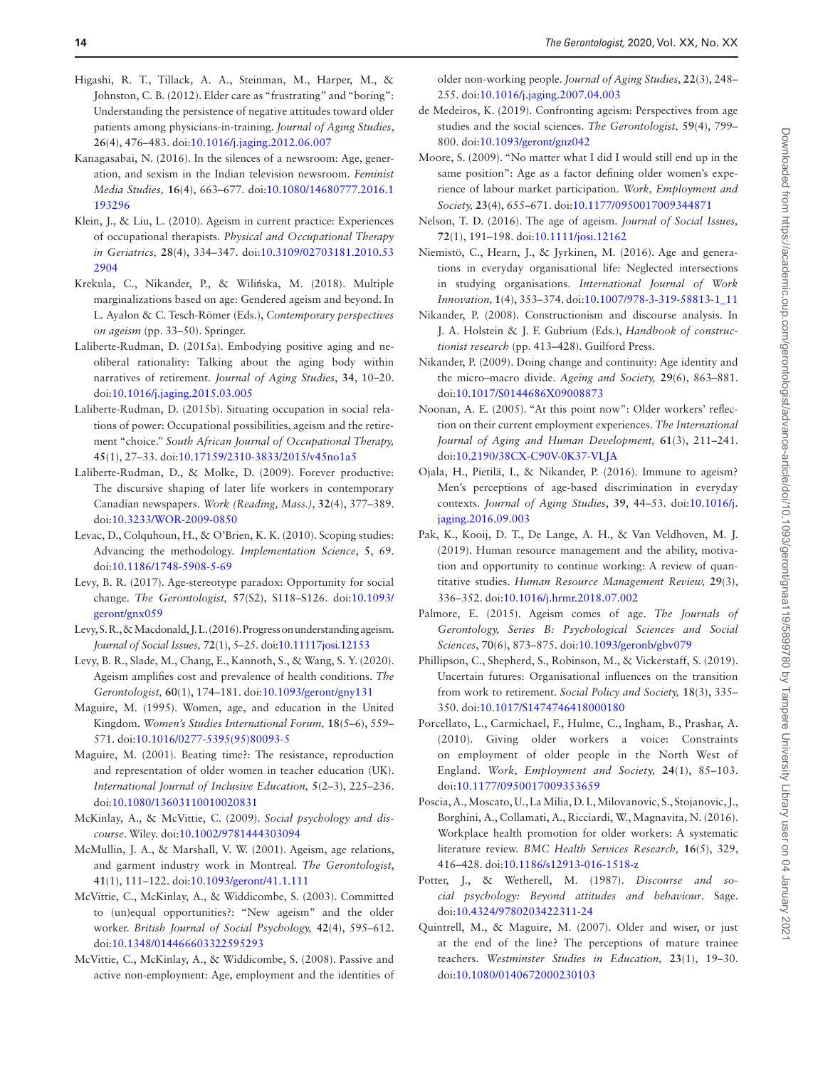Higashi, R. T., Tillack, A. A., Steinman, M., Harper, M., & Johnston, C. B. (2012). Elder care as "frustrating" and "boring": Understanding the persistence of negative attitudes toward older patients among physicians-in-training. *Journal of Aging Studies*, **26**(4), 476–483. doi:10.1016/j.jaging.2012.06.007

Kanagasabai, N. (2016). In the silences of a newsroom: Age, generation, and sexism in the Indian television newsroom. *Feminist Media Studies,* **16**(4), 663–677. doi:10.1080/14680777.2016.1193296

Klein, J., & Liu, L. (2010). Ageism in current practice: Experiences of occupational therapists. *Physical and Occupational Therapy in Geriatrics,* **28**(4), 334–347. doi:10.3109/02703181.2010.532904

Krekula, C., Nikander, P., & Wilińska, M. (2018). Multiple marginalizations based on age: Gendered ageism and beyond. In L. Ayalon & C. Tesch-Römer (Eds.), *Contemporary perspectives on ageism* (pp. 33–50). Springer.

Laliberte-Rudman, D. (2015a). Embodying positive aging and neoliberal rationality: Talking about the aging body within narratives of retirement. *Journal of Aging Studies*, **34**, 10–20. doi:10.1016/j.jaging.2015.03.005

Laliberte-Rudman, D. (2015b). Situating occupation in social relations of power: Occupational possibilities, ageism and the retirement "choice." *South African Journal of Occupational Therapy,* **45**(1), 27–33. doi:10.17159/2310-3833/2015/v45no1a5

Laliberte-Rudman, D., & Molke, D. (2009). Forever productive: The discursive shaping of later life workers in contemporary Canadian newspapers. *Work (Reading, Mass.)*, **32**(4), 377–389. doi:10.3233/WOR-2009-0850

Levac, D., Colquhoun, H., & O'Brien, K. K. (2010). Scoping studies: Advancing the methodology. *Implementation Science*, **5**, 69. doi:10.1186/1748-5908-5-69

Levy, B. R. (2017). Age-stereotype paradox: Opportunity for social change. *The Gerontologist,* **57**(S2), S118–S126. doi:10.1093/geront/gnx059

Levy, S. R., & Macdonald, J. L. (2016). Progress on understanding ageism. *Journal of Social Issues,* **72**(1), 5–25. doi:10.11117josi.12153

Levy, B. R., Slade, M., Chang, E., Kannoth, S., & Wang, S. Y. (2020). Ageism amplifies cost and prevalence of health conditions. *The Gerontologist,* **60**(1), 174–181. doi:10.1093/geront/gny131

Maguire, M. (1995). Women, age, and education in the United Kingdom. *Women's Studies International Forum,* **18**(5–6), 559–571. doi:10.1016/0277-5395(95)80093-5

Maguire, M. (2001). Beating time?: The resistance, reproduction and representation of older women in teacher education (UK). *International Journal of Inclusive Education,* **5**(2–3), 225–236. doi:10.1080/13603110010020831

McKinlay, A., & McVittie, C. (2009). *Social psychology and discourse*. Wiley. doi:10.1002/9781444303094

McMullin, J. A., & Marshall, V. W. (2001). Ageism, age relations, and garment industry work in Montreal. *The Gerontologist*, **41**(1), 111–122. doi:10.1093/geront/41.1.111

McVittie, C., McKinlay, A., & Widdicombe, S. (2003). Committed to (un)equal opportunities?: "New ageism" and the older worker. *British Journal of Social Psychology,* **42**(4), 595–612. doi:10.1348/014466603322595293

McVittie, C., McKinlay, A., & Widdicombe, S. (2008). Passive and active non-employment: Age, employment and the identities of older non-working people. *Journal of Aging Studies,* **22**(3), 248–255. doi:10.1016/j.jaging.2007.04.003

de Medeiros, K. (2019). Confronting ageism: Perspectives from age studies and the social sciences. *The Gerontologist,* **59**(4), 799–800. doi:10.1093/geront/gnz042

Moore, S. (2009). "No matter what I did I would still end up in the same position": Age as a factor defining older women's experience of labour market participation. *Work, Employment and Society,* **23**(4), 655–671. doi:10.1177/0950017009344871

Nelson, T. D. (2016). The age of ageism. *Journal of Social Issues,* **72**(1), 191–198. doi:10.1111/josi.12162

Niemistö, C., Hearn, J., & Jyrkinen, M. (2016). Age and generations in everyday organisational life: Neglected intersections in studying organisations. *International Journal of Work Innovation,* **1**(4), 353–374. doi:10.1007/978-3-319-58813-1_11

Nikander, P. (2008). Constructionism and discourse analysis. In J. A. Holstein & J. F. Gubrium (Eds.), *Handbook of constructionist research* (pp. 413–428). Guilford Press.

Nikander, P. (2009). Doing change and continuity: Age identity and the micro–macro divide. *Ageing and Society,* **29**(6), 863–881. doi:10.1017/S0144686X09008873

Noonan, A. E. (2005). "At this point now": Older workers' reflection on their current employment experiences. *The International Journal of Aging and Human Development,* **61**(3), 211–241. doi:10.2190/38CX-C90V-0K37-VLJA

Ojala, H., Pietilä, I., & Nikander, P. (2016). Immune to ageism? Men's perceptions of age-based discrimination in everyday contexts. *Journal of Aging Studies*, **39**, 44–53. doi:10.1016/j.jaging.2016.09.003

Pak, K., Kooij, D. T., De Lange, A. H., & Van Veldhoven, M. J. (2019). Human resource management and the ability, motivation and opportunity to continue working: A review of quantitative studies. *Human Resource Management Review,* **29**(3), 336–352. doi:10.1016/j.hrmr.2018.07.002

Palmore, E. (2015). Ageism comes of age. *The Journals of Gerontology, Series B: Psychological Sciences and Social Sciences*, **70**(6), 873–875. doi:10.1093/geronb/gbv079

Phillipson, C., Shepherd, S., Robinson, M., & Vickerstaff, S. (2019). Uncertain futures: Organisational influences on the transition from work to retirement. *Social Policy and Society,* **18**(3), 335–350. doi:10.1017/S1474746418000180

Porcellato, L., Carmichael, F., Hulme, C., Ingham, B., Prashar, A. (2010). Giving older workers a voice: Constraints on employment of older people in the North West of England. *Work, Employment and Society,* **24**(1), 85–103. doi:10.1177/0950017009353659

Poscia, A., Moscato, U., La Milia, D. I., Milovanovic, S., Stojanovic, J., Borghini, A., Collamati, A., Ricciardi, W., Magnavita, N. (2016). Workplace health promotion for older workers: A systematic literature review. *BMC Health Services Research,* **16**(5), 329, 416–428. doi:10.1186/s12913-016-1518-z

Potter, J., & Wetherell, M. (1987). *Discourse and social psychology: Beyond attitudes and behaviour*. Sage. doi:10.4324/9780203422311-24

Quintrell, M., & Maguire, M. (2007). Older and wiser, or just at the end of the line? The perceptions of mature trainee teachers. *Westminster Studies in Education,* **23**(1), 19–30. doi:10.1080/0140672000230103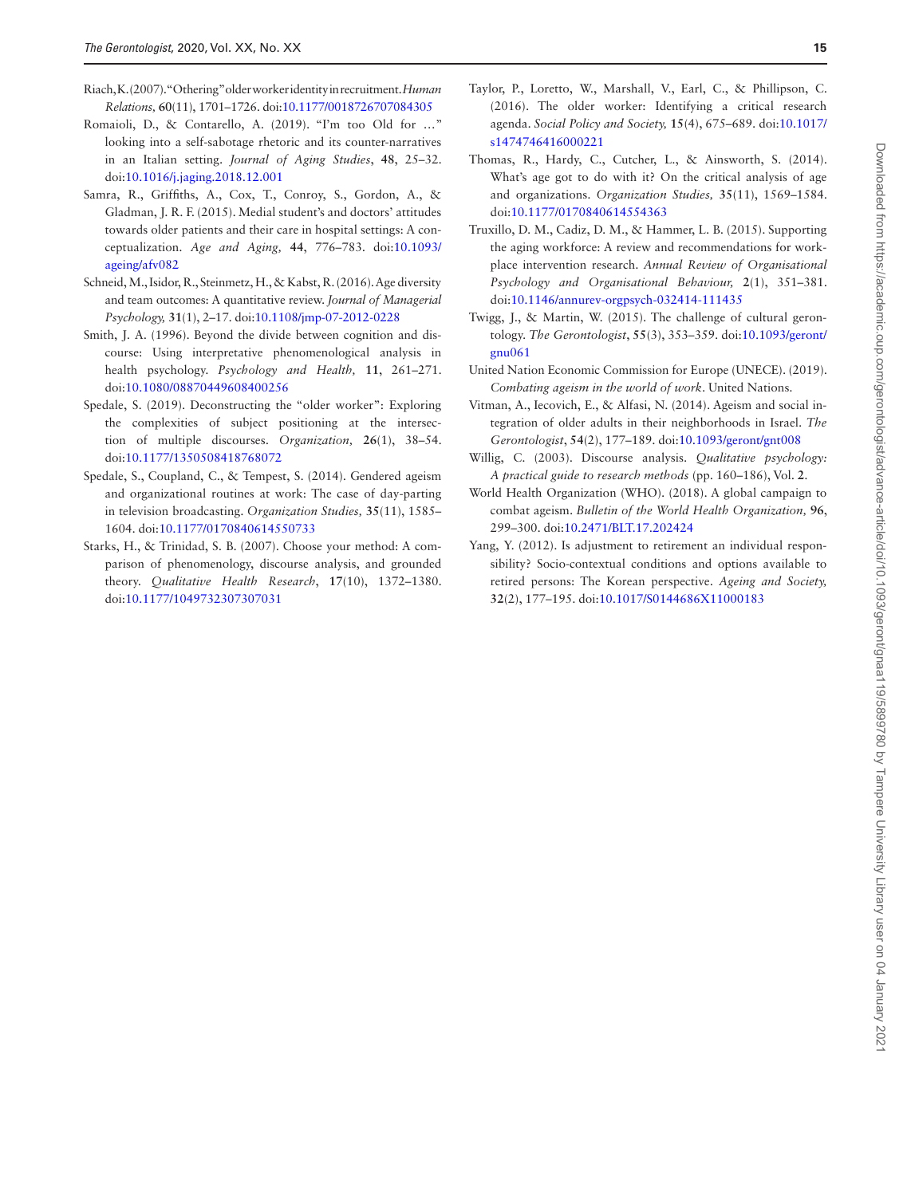Riach, K. (2007). "Othering" older worker identity in recruitment. *Human Relations,* **60**(11), 1701–1726. doi:10.1177/0018726707084305

Romaioli, D., & Contarello, A. (2019). "I'm too Old for …" looking into a self-sabotage rhetoric and its counter-narratives in an Italian setting. *Journal of Aging Studies*, **48**, 25–32. doi:10.1016/j.jaging.2018.12.001

Samra, R., Griffiths, A., Cox, T., Conroy, S., Gordon, A., & Gladman, J. R. F. (2015). Medial student's and doctors' attitudes towards older patients and their care in hospital settings: A conceptualization. *Age and Aging,* **44**, 776–783. doi:10.1093/ageing/afv082

Schneid, M., Isidor, R., Steinmetz, H., & Kabst, R. (2016). Age diversity and team outcomes: A quantitative review. *Journal of Managerial Psychology,* **31**(1), 2–17. doi:10.1108/jmp-07-2012-0228

Smith, J. A. (1996). Beyond the divide between cognition and discourse: Using interpretative phenomenological analysis in health psychology. *Psychology and Health,* **11**, 261–271. doi:10.1080/08870449608400256

Spedale, S. (2019). Deconstructing the "older worker": Exploring the complexities of subject positioning at the intersection of multiple discourses. *Organization,* **26**(1), 38–54. doi:10.1177/1350508418768072

Spedale, S., Coupland, C., & Tempest, S. (2014). Gendered ageism and organizational routines at work: The case of day-parting in television broadcasting. *Organization Studies,* **35**(11), 1585–1604. doi:10.1177/0170840614550733

Starks, H., & Trinidad, S. B. (2007). Choose your method: A comparison of phenomenology, discourse analysis, and grounded theory. *Qualitative Health Research*, **17**(10), 1372–1380. doi:10.1177/1049732307307031

Taylor, P., Loretto, W., Marshall, V., Earl, C., & Phillipson, C. (2016). The older worker: Identifying a critical research agenda. *Social Policy and Society,* **15**(4), 675–689. doi:10.1017/s1474746416000221

Thomas, R., Hardy, C., Cutcher, L., & Ainsworth, S. (2014). What's age got to do with it? On the critical analysis of age and organizations. *Organization Studies,* **35**(11), 1569–1584. doi:10.1177/0170840614554363

Truxillo, D. M., Cadiz, D. M., & Hammer, L. B. (2015). Supporting the aging workforce: A review and recommendations for workplace intervention research. *Annual Review of Organisational Psychology and Organisational Behaviour,* **2**(1), 351–381. doi:10.1146/annurev-orgpsych-032414-111435

Twigg, J., & Martin, W. (2015). The challenge of cultural gerontology. *The Gerontologist*, **55**(3), 353–359. doi:10.1093/geront/gnu061

United Nation Economic Commission for Europe (UNECE). (2019). *Combating ageism in the world of work*. United Nations.

Vitman, A., Iecovich, E., & Alfasi, N. (2014). Ageism and social integration of older adults in their neighborhoods in Israel. *The Gerontologist*, **54**(2), 177–189. doi:10.1093/geront/gnt008

Willig, C. (2003). Discourse analysis. *Qualitative psychology: A practical guide to research methods* (pp. 160–186), Vol. **2**.

World Health Organization (WHO). (2018). A global campaign to combat ageism. *Bulletin of the World Health Organization,* **96**, 299–300. doi:10.2471/BLT.17.202424

Yang, Y. (2012). Is adjustment to retirement an individual responsibility? Socio-contextual conditions and options available to retired persons: The Korean perspective. *Ageing and Society,* **32**(2), 177–195. doi:10.1017/S0144686X11000183